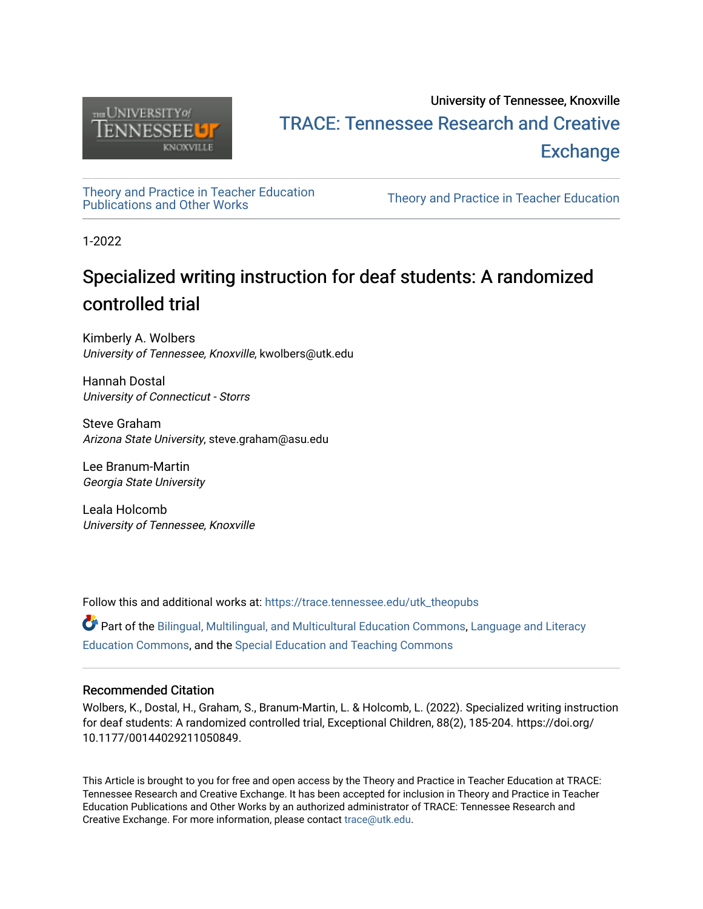University of Tennessee, Knoxville

TRACE: Tennessee Research and Creative Exchange

Theory and Practice in Teacher Education Publications and Other Works

Theory and Practice in Teacher Education

1-2022

# Specialized writing instruction for deaf students: A randomized controlled trial

Kimberly A. Wolbers
*University of Tennessee, Knoxville*, kwolbers@utk.edu

Hannah Dostal
*University of Connecticut - Storrs*

Steve Graham
*Arizona State University*, steve.graham@asu.edu

Lee Branum-Martin
*Georgia State University*

Leala Holcomb
*University of Tennessee, Knoxville*

Follow this and additional works at: https://trace.tennessee.edu/utk_theopubs

Part of the Bilingual, Multilingual, and Multicultural Education Commons, Language and Literacy Education Commons, and the Special Education and Teaching Commons

### Recommended Citation

Wolbers, K., Dostal, H., Graham, S., Branum-Martin, L. & Holcomb, L. (2022). Specialized writing instruction for deaf students: A randomized controlled trial, Exceptional Children, 88(2), 185-204. https://doi.org/10.1177/00144029211050849.

This Article is brought to you for free and open access by the Theory and Practice in Teacher Education at TRACE: Tennessee Research and Creative Exchange. It has been accepted for inclusion in Theory and Practice in Teacher Education Publications and Other Works by an authorized administrator of TRACE: Tennessee Research and Creative Exchange. For more information, please contact trace@utk.edu.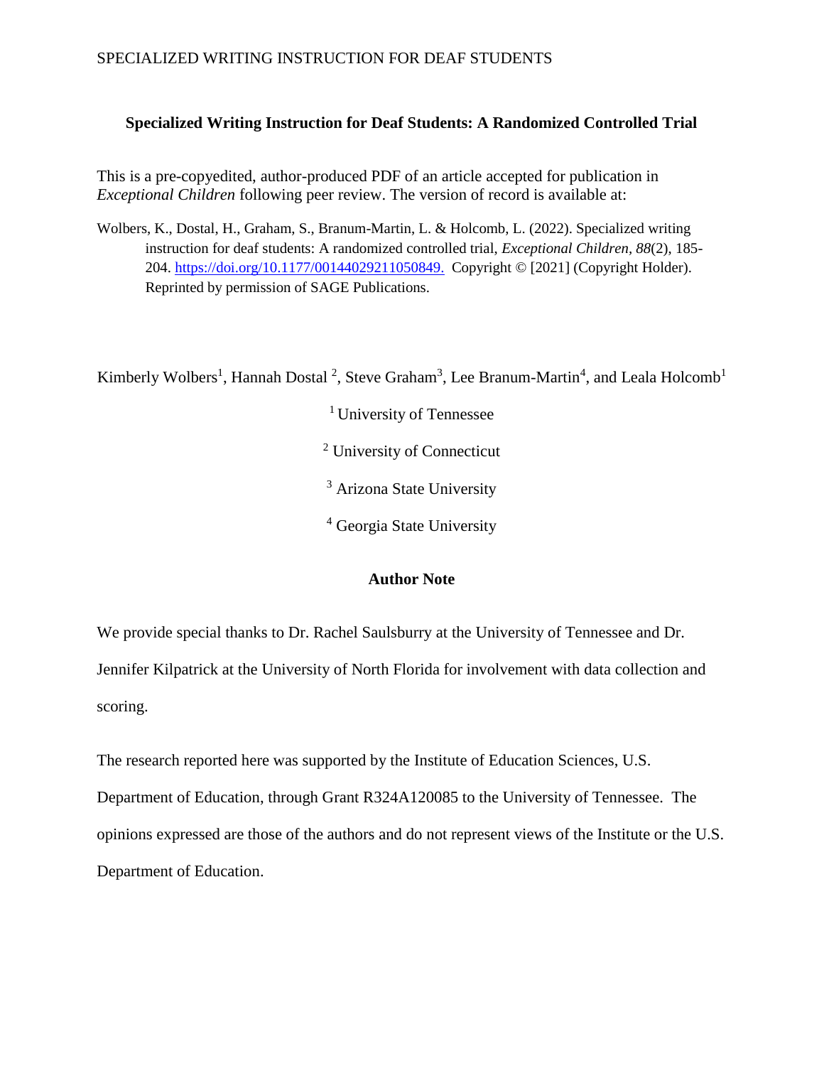# Specialized Writing Instruction for Deaf Students: A Randomized Controlled Trial

This is a pre-copyedited, author-produced PDF of an article accepted for publication in *Exceptional Children* following peer review. The version of record is available at:

Wolbers, K., Dostal, H., Graham, S., Branum-Martin, L. & Holcomb, L. (2022). Specialized writing instruction for deaf students: A randomized controlled trial, *Exceptional Children, 88*(2), 185-204. https://doi.org/10.1177/00144029211050849. Copyright © [2021] (Copyright Holder). Reprinted by permission of SAGE Publications.

Kimberly Wolbers[1], Hannah Dostal [2], Steve Graham[3], Lee Branum-Martin[4], and Leala Holcomb[1]

[1] University of Tennessee

[2] University of Connecticut

[3] Arizona State University

[4] Georgia State University

## Author Note

We provide special thanks to Dr. Rachel Saulsburry at the University of Tennessee and Dr. Jennifer Kilpatrick at the University of North Florida for involvement with data collection and scoring.

The research reported here was supported by the Institute of Education Sciences, U.S. Department of Education, through Grant R324A120085 to the University of Tennessee. The opinions expressed are those of the authors and do not represent views of the Institute or the U.S. Department of Education.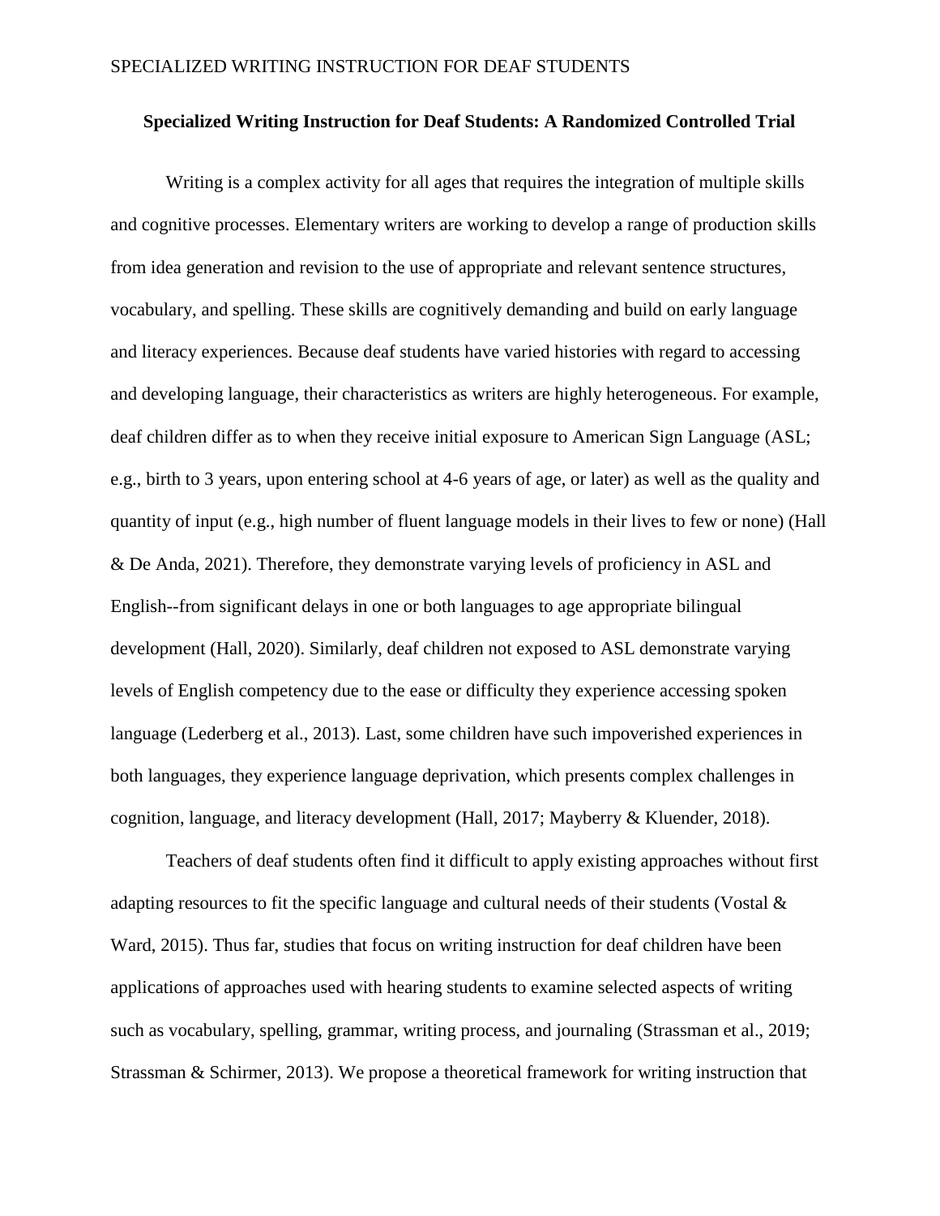## Specialized Writing Instruction for Deaf Students: A Randomized Controlled Trial

Writing is a complex activity for all ages that requires the integration of multiple skills and cognitive processes. Elementary writers are working to develop a range of production skills from idea generation and revision to the use of appropriate and relevant sentence structures, vocabulary, and spelling. These skills are cognitively demanding and build on early language and literacy experiences. Because deaf students have varied histories with regard to accessing and developing language, their characteristics as writers are highly heterogeneous. For example, deaf children differ as to when they receive initial exposure to American Sign Language (ASL; e.g., birth to 3 years, upon entering school at 4-6 years of age, or later) as well as the quality and quantity of input (e.g., high number of fluent language models in their lives to few or none) (Hall & De Anda, 2021). Therefore, they demonstrate varying levels of proficiency in ASL and English--from significant delays in one or both languages to age appropriate bilingual development (Hall, 2020). Similarly, deaf children not exposed to ASL demonstrate varying levels of English competency due to the ease or difficulty they experience accessing spoken language (Lederberg et al., 2013). Last, some children have such impoverished experiences in both languages, they experience language deprivation, which presents complex challenges in cognition, language, and literacy development (Hall, 2017; Mayberry & Kluender, 2018).

Teachers of deaf students often find it difficult to apply existing approaches without first adapting resources to fit the specific language and cultural needs of their students (Vostal & Ward, 2015). Thus far, studies that focus on writing instruction for deaf children have been applications of approaches used with hearing students to examine selected aspects of writing such as vocabulary, spelling, grammar, writing process, and journaling (Strassman et al., 2019; Strassman & Schirmer, 2013). We propose a theoretical framework for writing instruction that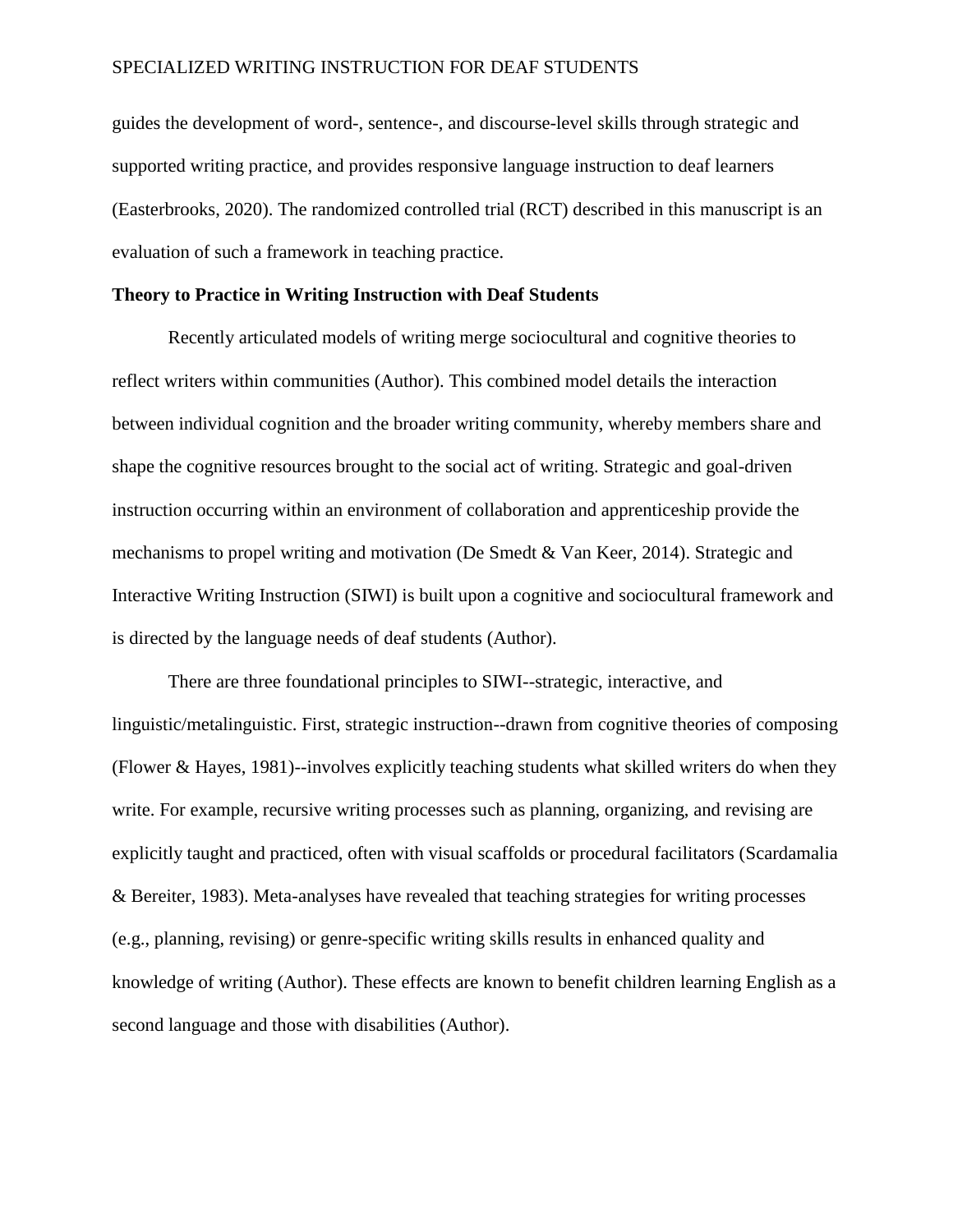guides the development of word-, sentence-, and discourse-level skills through strategic and supported writing practice, and provides responsive language instruction to deaf learners (Easterbrooks, 2020). The randomized controlled trial (RCT) described in this manuscript is an evaluation of such a framework in teaching practice.

**Theory to Practice in Writing Instruction with Deaf Students**

Recently articulated models of writing merge sociocultural and cognitive theories to reflect writers within communities (Author). This combined model details the interaction between individual cognition and the broader writing community, whereby members share and shape the cognitive resources brought to the social act of writing. Strategic and goal-driven instruction occurring within an environment of collaboration and apprenticeship provide the mechanisms to propel writing and motivation (De Smedt & Van Keer, 2014). Strategic and Interactive Writing Instruction (SIWI) is built upon a cognitive and sociocultural framework and is directed by the language needs of deaf students (Author).

There are three foundational principles to SIWI--strategic, interactive, and linguistic/metalinguistic. First, strategic instruction--drawn from cognitive theories of composing (Flower & Hayes, 1981)--involves explicitly teaching students what skilled writers do when they write. For example, recursive writing processes such as planning, organizing, and revising are explicitly taught and practiced, often with visual scaffolds or procedural facilitators (Scardamalia & Bereiter, 1983). Meta-analyses have revealed that teaching strategies for writing processes (e.g., planning, revising) or genre-specific writing skills results in enhanced quality and knowledge of writing (Author). These effects are known to benefit children learning English as a second language and those with disabilities (Author).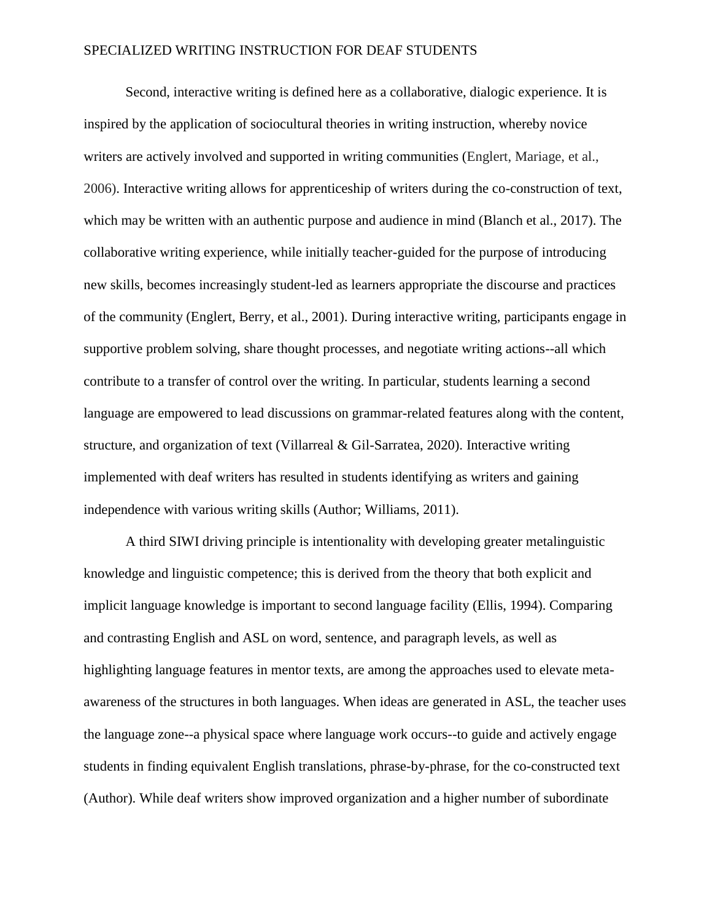Second, interactive writing is defined here as a collaborative, dialogic experience. It is inspired by the application of sociocultural theories in writing instruction, whereby novice writers are actively involved and supported in writing communities (Englert, Mariage, et al., 2006). Interactive writing allows for apprenticeship of writers during the co-construction of text, which may be written with an authentic purpose and audience in mind (Blanch et al., 2017). The collaborative writing experience, while initially teacher-guided for the purpose of introducing new skills, becomes increasingly student-led as learners appropriate the discourse and practices of the community (Englert, Berry, et al., 2001). During interactive writing, participants engage in supportive problem solving, share thought processes, and negotiate writing actions--all which contribute to a transfer of control over the writing. In particular, students learning a second language are empowered to lead discussions on grammar-related features along with the content, structure, and organization of text (Villarreal & Gil-Sarratea, 2020). Interactive writing implemented with deaf writers has resulted in students identifying as writers and gaining independence with various writing skills (Author; Williams, 2011).

A third SIWI driving principle is intentionality with developing greater metalinguistic knowledge and linguistic competence; this is derived from the theory that both explicit and implicit language knowledge is important to second language facility (Ellis, 1994). Comparing and contrasting English and ASL on word, sentence, and paragraph levels, as well as highlighting language features in mentor texts, are among the approaches used to elevate meta-awareness of the structures in both languages. When ideas are generated in ASL, the teacher uses the language zone--a physical space where language work occurs--to guide and actively engage students in finding equivalent English translations, phrase-by-phrase, for the co-constructed text (Author). While deaf writers show improved organization and a higher number of subordinate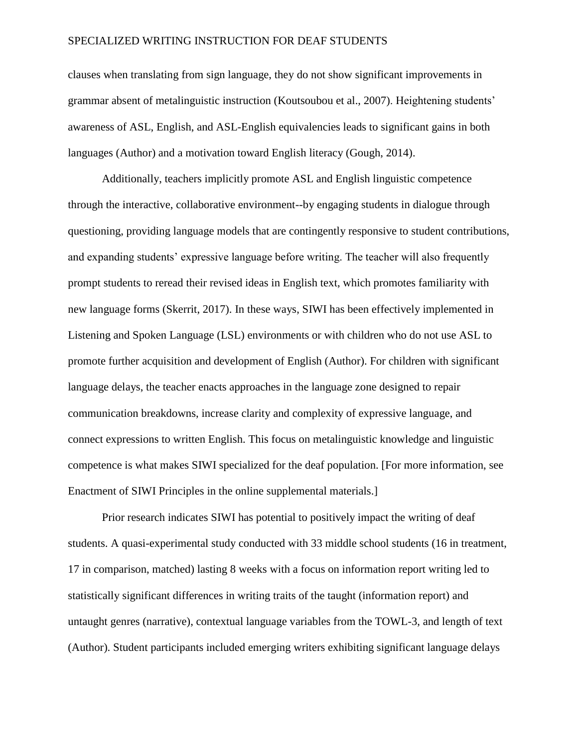clauses when translating from sign language, they do not show significant improvements in grammar absent of metalinguistic instruction (Koutsoubou et al., 2007). Heightening students' awareness of ASL, English, and ASL-English equivalencies leads to significant gains in both languages (Author) and a motivation toward English literacy (Gough, 2014).

Additionally, teachers implicitly promote ASL and English linguistic competence through the interactive, collaborative environment--by engaging students in dialogue through questioning, providing language models that are contingently responsive to student contributions, and expanding students' expressive language before writing. The teacher will also frequently prompt students to reread their revised ideas in English text, which promotes familiarity with new language forms (Skerrit, 2017). In these ways, SIWI has been effectively implemented in Listening and Spoken Language (LSL) environments or with children who do not use ASL to promote further acquisition and development of English (Author). For children with significant language delays, the teacher enacts approaches in the language zone designed to repair communication breakdowns, increase clarity and complexity of expressive language, and connect expressions to written English. This focus on metalinguistic knowledge and linguistic competence is what makes SIWI specialized for the deaf population. [For more information, see Enactment of SIWI Principles in the online supplemental materials.]

Prior research indicates SIWI has potential to positively impact the writing of deaf students. A quasi-experimental study conducted with 33 middle school students (16 in treatment, 17 in comparison, matched) lasting 8 weeks with a focus on information report writing led to statistically significant differences in writing traits of the taught (information report) and untaught genres (narrative), contextual language variables from the TOWL-3, and length of text (Author). Student participants included emerging writers exhibiting significant language delays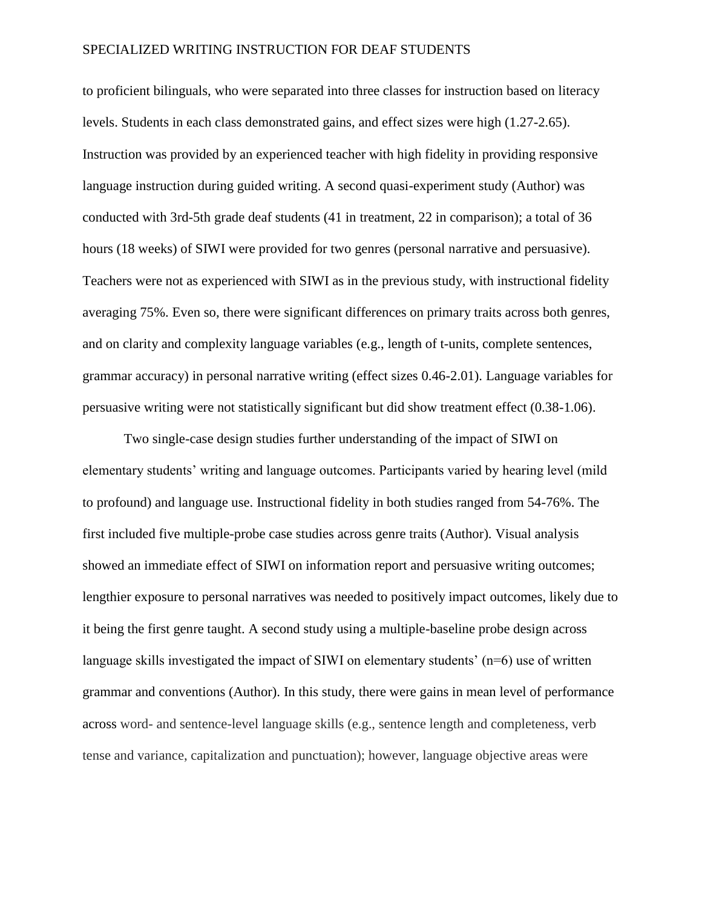to proficient bilinguals, who were separated into three classes for instruction based on literacy levels. Students in each class demonstrated gains, and effect sizes were high (1.27-2.65). Instruction was provided by an experienced teacher with high fidelity in providing responsive language instruction during guided writing. A second quasi-experiment study (Author) was conducted with 3rd-5th grade deaf students (41 in treatment, 22 in comparison); a total of 36 hours (18 weeks) of SIWI were provided for two genres (personal narrative and persuasive). Teachers were not as experienced with SIWI as in the previous study, with instructional fidelity averaging 75%. Even so, there were significant differences on primary traits across both genres, and on clarity and complexity language variables (e.g., length of t-units, complete sentences, grammar accuracy) in personal narrative writing (effect sizes 0.46-2.01). Language variables for persuasive writing were not statistically significant but did show treatment effect (0.38-1.06).

Two single-case design studies further understanding of the impact of SIWI on elementary students' writing and language outcomes. Participants varied by hearing level (mild to profound) and language use. Instructional fidelity in both studies ranged from 54-76%. The first included five multiple-probe case studies across genre traits (Author). Visual analysis showed an immediate effect of SIWI on information report and persuasive writing outcomes; lengthier exposure to personal narratives was needed to positively impact outcomes, likely due to it being the first genre taught. A second study using a multiple-baseline probe design across language skills investigated the impact of SIWI on elementary students' (n=6) use of written grammar and conventions (Author). In this study, there were gains in mean level of performance across word- and sentence-level language skills (e.g., sentence length and completeness, verb tense and variance, capitalization and punctuation); however, language objective areas were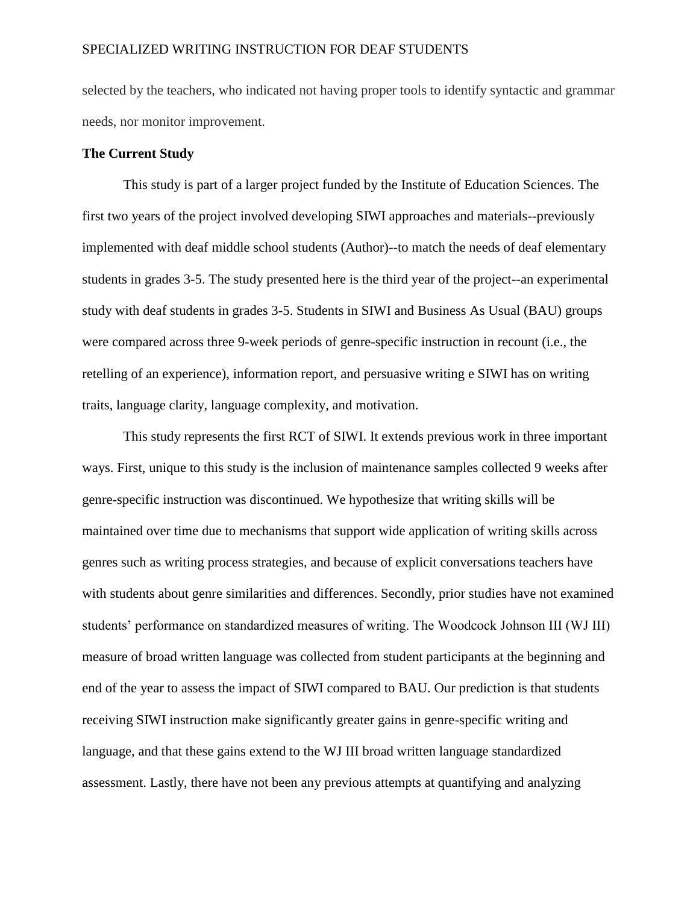selected by the teachers, who indicated not having proper tools to identify syntactic and grammar needs, nor monitor improvement.

**The Current Study**

This study is part of a larger project funded by the Institute of Education Sciences. The first two years of the project involved developing SIWI approaches and materials--previously implemented with deaf middle school students (Author)--to match the needs of deaf elementary students in grades 3-5. The study presented here is the third year of the project--an experimental study with deaf students in grades 3-5. Students in SIWI and Business As Usual (BAU) groups were compared across three 9-week periods of genre-specific instruction in recount (i.e., the retelling of an experience), information report, and persuasive writing e SIWI has on writing traits, language clarity, language complexity, and motivation.

This study represents the first RCT of SIWI. It extends previous work in three important ways. First, unique to this study is the inclusion of maintenance samples collected 9 weeks after genre-specific instruction was discontinued. We hypothesize that writing skills will be maintained over time due to mechanisms that support wide application of writing skills across genres such as writing process strategies, and because of explicit conversations teachers have with students about genre similarities and differences. Secondly, prior studies have not examined students' performance on standardized measures of writing. The Woodcock Johnson III (WJ III) measure of broad written language was collected from student participants at the beginning and end of the year to assess the impact of SIWI compared to BAU. Our prediction is that students receiving SIWI instruction make significantly greater gains in genre-specific writing and language, and that these gains extend to the WJ III broad written language standardized assessment. Lastly, there have not been any previous attempts at quantifying and analyzing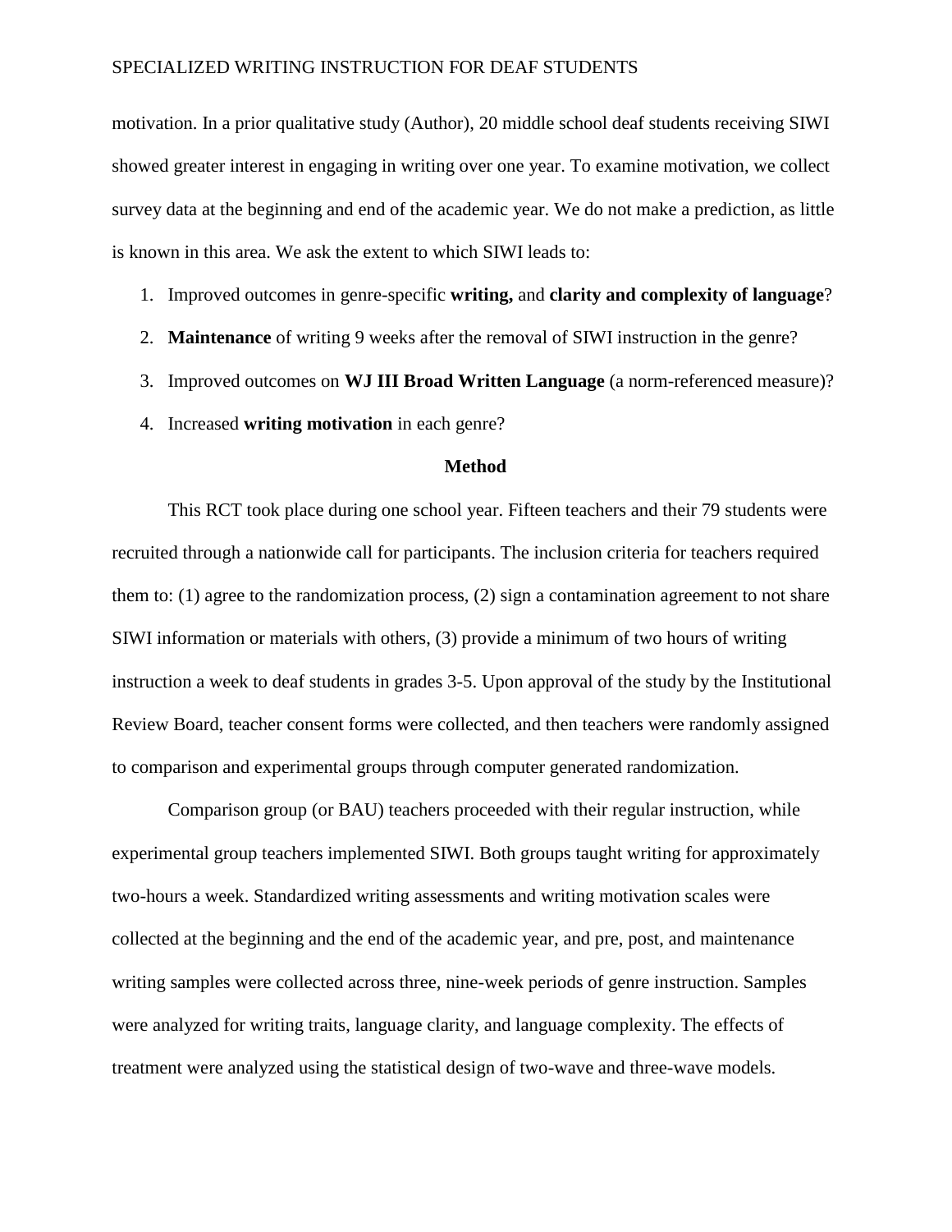motivation. In a prior qualitative study (Author), 20 middle school deaf students receiving SIWI showed greater interest in engaging in writing over one year. To examine motivation, we collect survey data at the beginning and end of the academic year. We do not make a prediction, as little is known in this area. We ask the extent to which SIWI leads to:

1. Improved outcomes in genre-specific **writing,** and **clarity and complexity of language**?
2. **Maintenance** of writing 9 weeks after the removal of SIWI instruction in the genre?
3. Improved outcomes on **WJ III Broad Written Language** (a norm-referenced measure)?
4. Increased **writing motivation** in each genre?

## Method

This RCT took place during one school year. Fifteen teachers and their 79 students were recruited through a nationwide call for participants. The inclusion criteria for teachers required them to: (1) agree to the randomization process, (2) sign a contamination agreement to not share SIWI information or materials with others, (3) provide a minimum of two hours of writing instruction a week to deaf students in grades 3-5. Upon approval of the study by the Institutional Review Board, teacher consent forms were collected, and then teachers were randomly assigned to comparison and experimental groups through computer generated randomization.

Comparison group (or BAU) teachers proceeded with their regular instruction, while experimental group teachers implemented SIWI. Both groups taught writing for approximately two-hours a week. Standardized writing assessments and writing motivation scales were collected at the beginning and the end of the academic year, and pre, post, and maintenance writing samples were collected across three, nine-week periods of genre instruction. Samples were analyzed for writing traits, language clarity, and language complexity. The effects of treatment were analyzed using the statistical design of two-wave and three-wave models.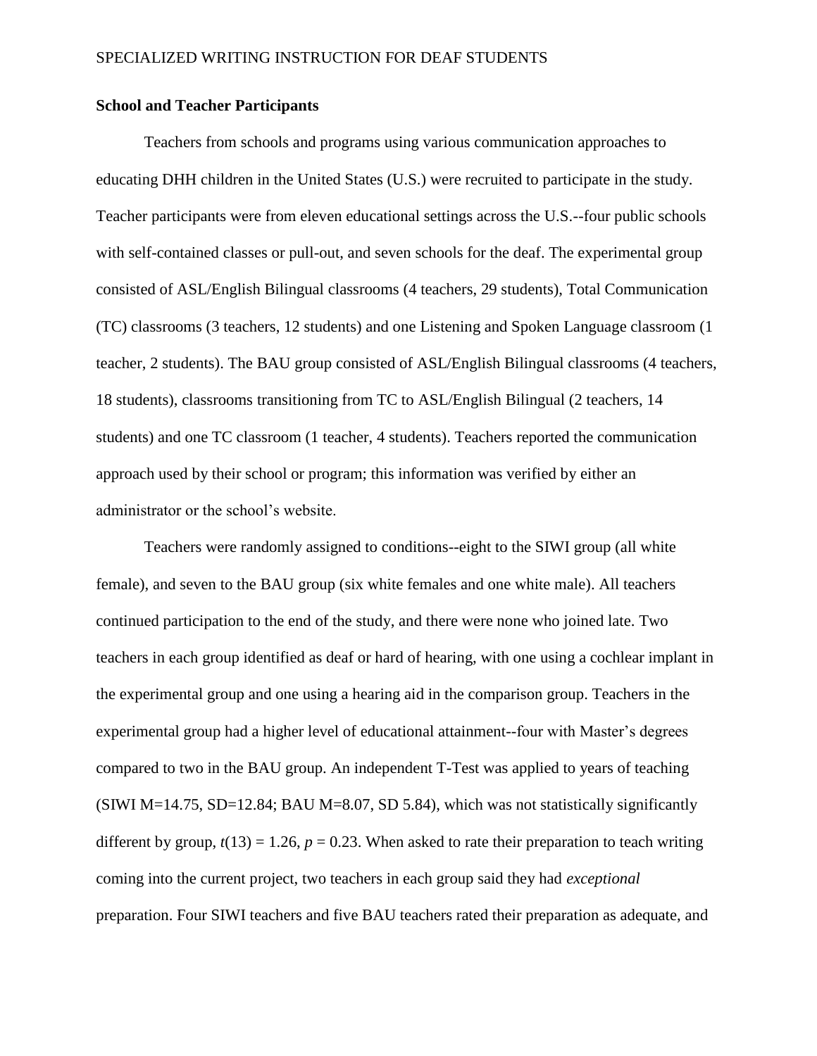**School and Teacher Participants**

Teachers from schools and programs using various communication approaches to educating DHH children in the United States (U.S.) were recruited to participate in the study. Teacher participants were from eleven educational settings across the U.S.--four public schools with self-contained classes or pull-out, and seven schools for the deaf. The experimental group consisted of ASL/English Bilingual classrooms (4 teachers, 29 students), Total Communication (TC) classrooms (3 teachers, 12 students) and one Listening and Spoken Language classroom (1 teacher, 2 students). The BAU group consisted of ASL/English Bilingual classrooms (4 teachers, 18 students), classrooms transitioning from TC to ASL/English Bilingual (2 teachers, 14 students) and one TC classroom (1 teacher, 4 students). Teachers reported the communication approach used by their school or program; this information was verified by either an administrator or the school's website.

Teachers were randomly assigned to conditions--eight to the SIWI group (all white female), and seven to the BAU group (six white females and one white male). All teachers continued participation to the end of the study, and there were none who joined late. Two teachers in each group identified as deaf or hard of hearing, with one using a cochlear implant in the experimental group and one using a hearing aid in the comparison group. Teachers in the experimental group had a higher level of educational attainment--four with Master's degrees compared to two in the BAU group. An independent T-Test was applied to years of teaching (SIWI M=14.75, SD=12.84; BAU M=8.07, SD 5.84), which was not statistically significantly different by group, $t(13) = 1.26$, $p = 0.23$. When asked to rate their preparation to teach writing coming into the current project, two teachers in each group said they had *exceptional* preparation. Four SIWI teachers and five BAU teachers rated their preparation as adequate, and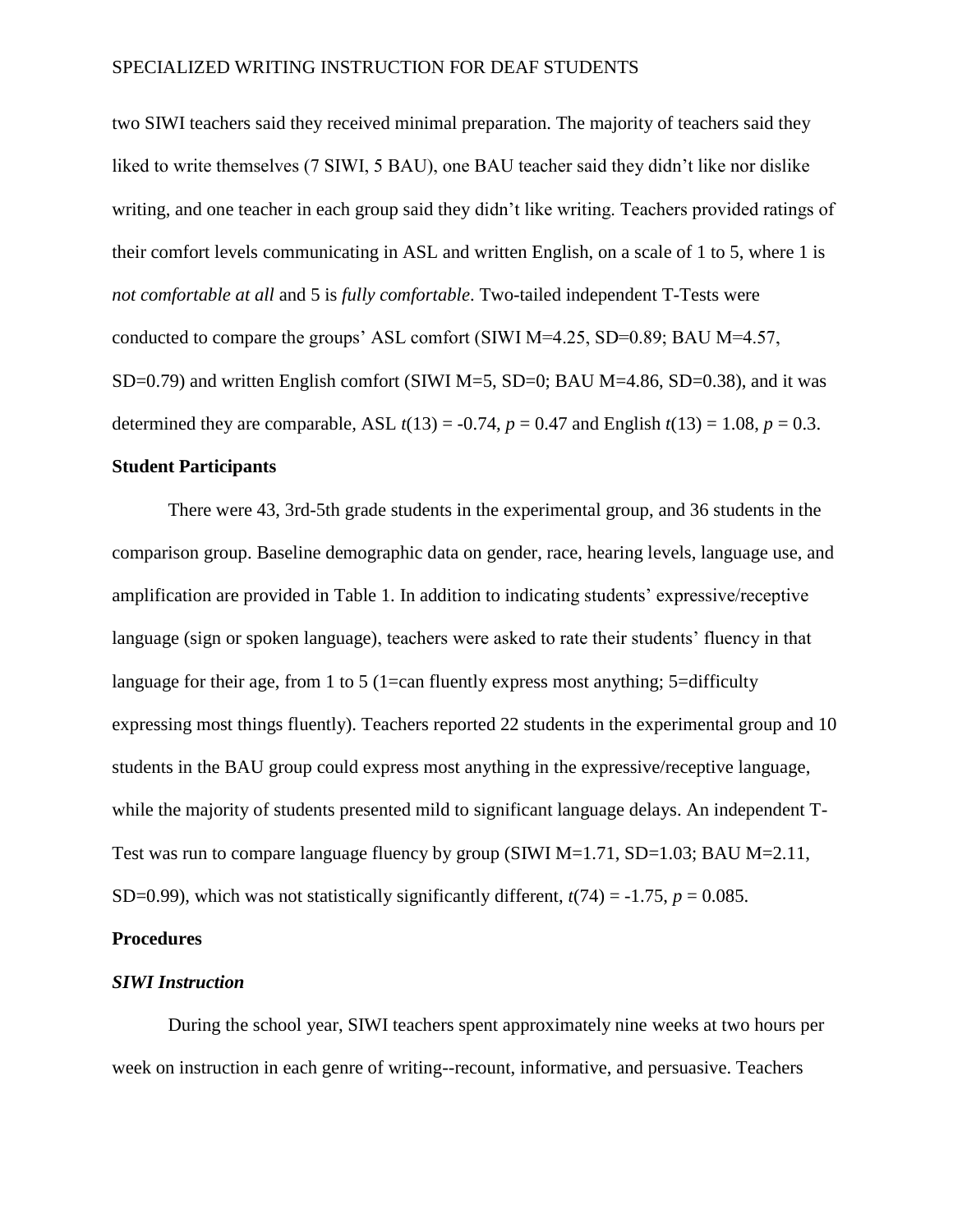two SIWI teachers said they received minimal preparation. The majority of teachers said they liked to write themselves (7 SIWI, 5 BAU), one BAU teacher said they didn't like nor dislike writing, and one teacher in each group said they didn't like writing. Teachers provided ratings of their comfort levels communicating in ASL and written English, on a scale of 1 to 5, where 1 is *not comfortable at all* and 5 is *fully comfortable*. Two-tailed independent T-Tests were conducted to compare the groups' ASL comfort (SIWI M=4.25, SD=0.89; BAU M=4.57, SD=0.79) and written English comfort (SIWI M=5, SD=0; BAU M=4.86, SD=0.38), and it was determined they are comparable, ASL $t(13) = -0.74$, $p = 0.47$ and English $t(13) = 1.08$, $p = 0.3$.

## Student Participants

There were 43, 3rd-5th grade students in the experimental group, and 36 students in the comparison group. Baseline demographic data on gender, race, hearing levels, language use, and amplification are provided in Table 1. In addition to indicating students' expressive/receptive language (sign or spoken language), teachers were asked to rate their students' fluency in that language for their age, from 1 to 5 (1=can fluently express most anything; 5=difficulty expressing most things fluently). Teachers reported 22 students in the experimental group and 10 students in the BAU group could express most anything in the expressive/receptive language, while the majority of students presented mild to significant language delays. An independent T-Test was run to compare language fluency by group (SIWI M=1.71, SD=1.03; BAU M=2.11, SD=0.99), which was not statistically significantly different, $t(74) = -1.75$, $p = 0.085$.

## Procedures

### *SIWI Instruction*

During the school year, SIWI teachers spent approximately nine weeks at two hours per week on instruction in each genre of writing--recount, informative, and persuasive. Teachers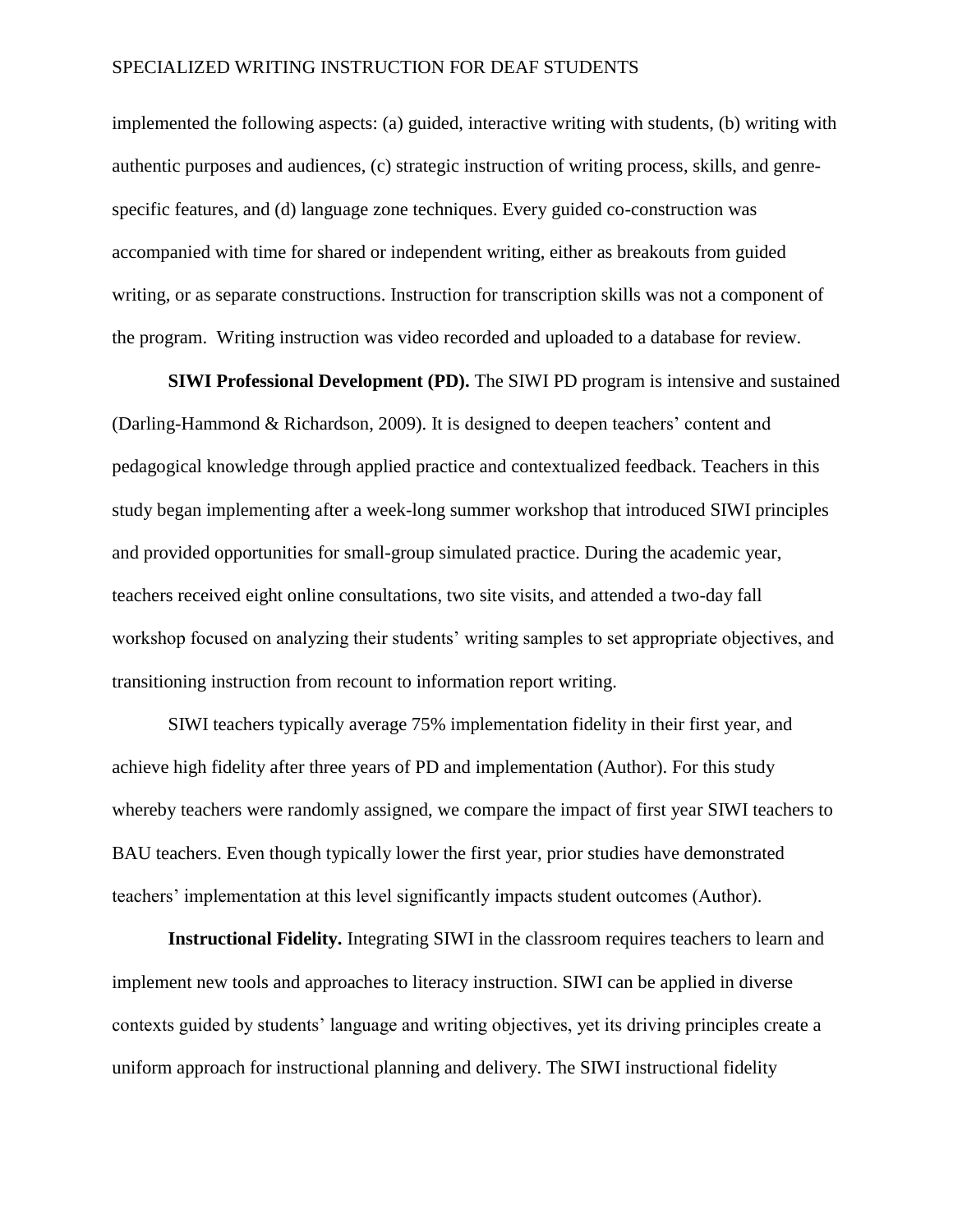implemented the following aspects: (a) guided, interactive writing with students, (b) writing with authentic purposes and audiences, (c) strategic instruction of writing process, skills, and genre-specific features, and (d) language zone techniques. Every guided co-construction was accompanied with time for shared or independent writing, either as breakouts from guided writing, or as separate constructions. Instruction for transcription skills was not a component of the program. Writing instruction was video recorded and uploaded to a database for review.

**SIWI Professional Development (PD).** The SIWI PD program is intensive and sustained (Darling-Hammond & Richardson, 2009). It is designed to deepen teachers' content and pedagogical knowledge through applied practice and contextualized feedback. Teachers in this study began implementing after a week-long summer workshop that introduced SIWI principles and provided opportunities for small-group simulated practice. During the academic year, teachers received eight online consultations, two site visits, and attended a two-day fall workshop focused on analyzing their students' writing samples to set appropriate objectives, and transitioning instruction from recount to information report writing.

SIWI teachers typically average 75% implementation fidelity in their first year, and achieve high fidelity after three years of PD and implementation (Author). For this study whereby teachers were randomly assigned, we compare the impact of first year SIWI teachers to BAU teachers. Even though typically lower the first year, prior studies have demonstrated teachers' implementation at this level significantly impacts student outcomes (Author).

**Instructional Fidelity.** Integrating SIWI in the classroom requires teachers to learn and implement new tools and approaches to literacy instruction. SIWI can be applied in diverse contexts guided by students' language and writing objectives, yet its driving principles create a uniform approach for instructional planning and delivery. The SIWI instructional fidelity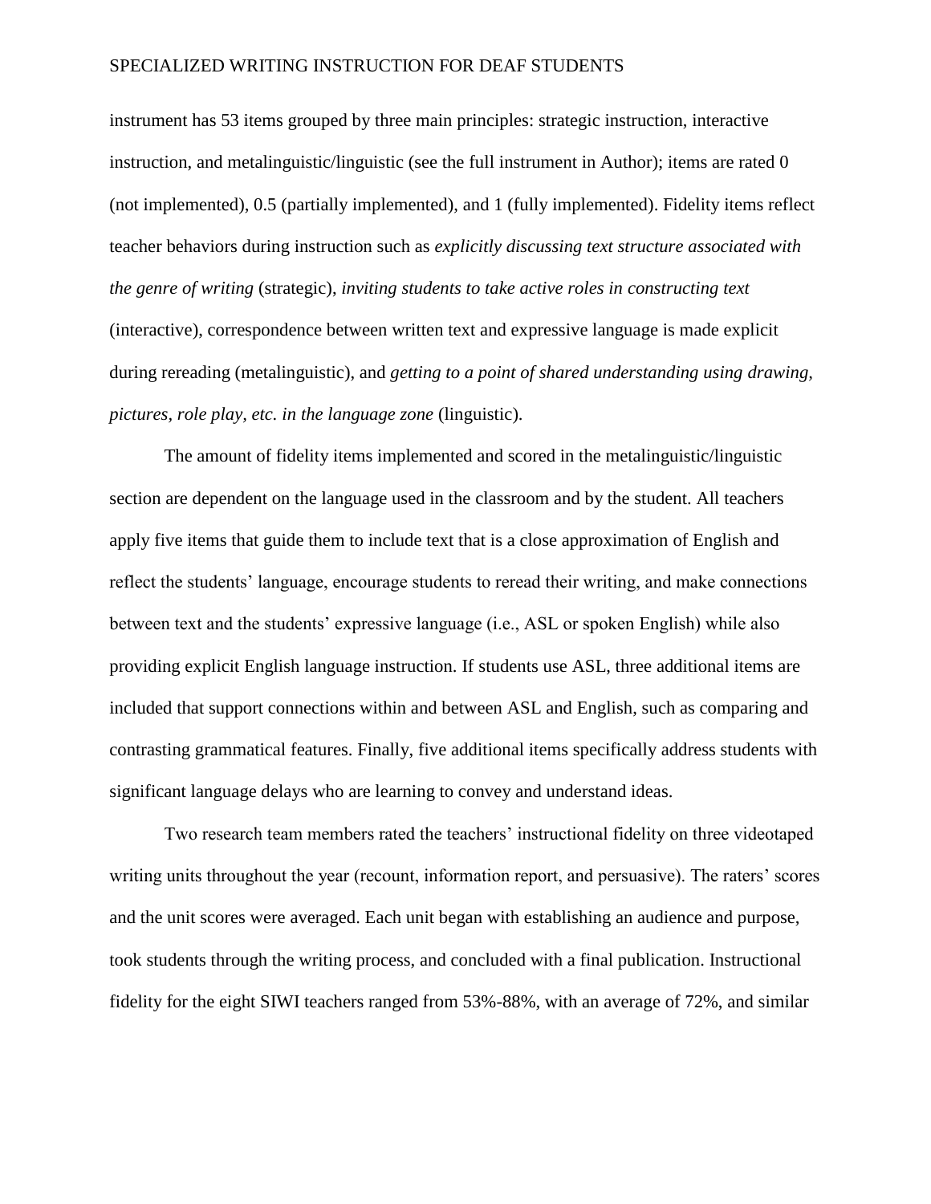instrument has 53 items grouped by three main principles: strategic instruction, interactive instruction, and metalinguistic/linguistic (see the full instrument in Author); items are rated 0 (not implemented), 0.5 (partially implemented), and 1 (fully implemented). Fidelity items reflect teacher behaviors during instruction such as *explicitly discussing text structure associated with the genre of writing* (strategic), *inviting students to take active roles in constructing text* (interactive), correspondence between written text and expressive language is made explicit during rereading (metalinguistic), and *getting to a point of shared understanding using drawing, pictures, role play, etc. in the language zone* (linguistic).

The amount of fidelity items implemented and scored in the metalinguistic/linguistic section are dependent on the language used in the classroom and by the student. All teachers apply five items that guide them to include text that is a close approximation of English and reflect the students' language, encourage students to reread their writing, and make connections between text and the students' expressive language (i.e., ASL or spoken English) while also providing explicit English language instruction. If students use ASL, three additional items are included that support connections within and between ASL and English, such as comparing and contrasting grammatical features. Finally, five additional items specifically address students with significant language delays who are learning to convey and understand ideas.

Two research team members rated the teachers' instructional fidelity on three videotaped writing units throughout the year (recount, information report, and persuasive). The raters' scores and the unit scores were averaged. Each unit began with establishing an audience and purpose, took students through the writing process, and concluded with a final publication. Instructional fidelity for the eight SIWI teachers ranged from 53%-88%, with an average of 72%, and similar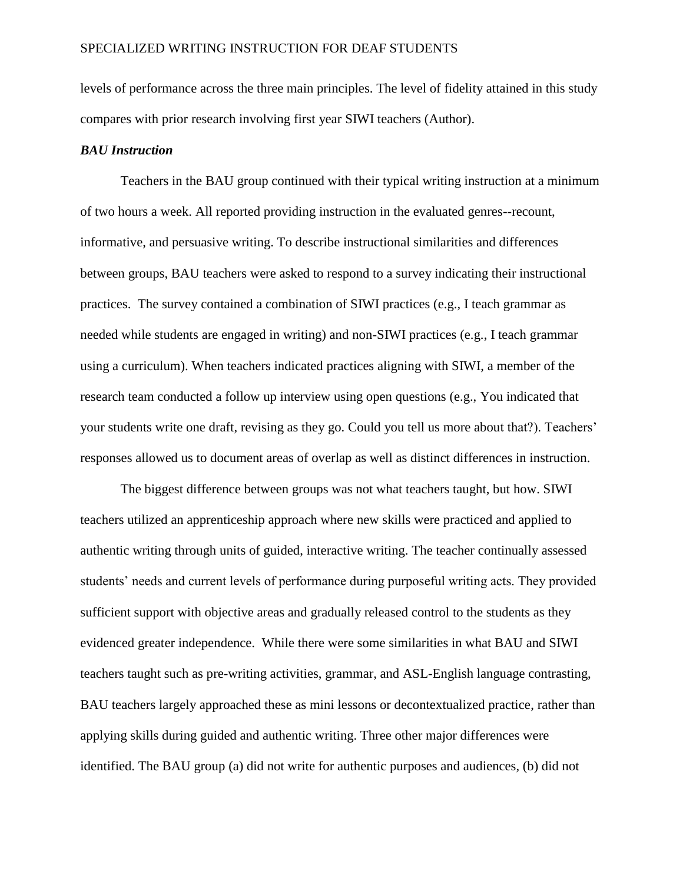levels of performance across the three main principles. The level of fidelity attained in this study compares with prior research involving first year SIWI teachers (Author).

### *BAU Instruction*

Teachers in the BAU group continued with their typical writing instruction at a minimum of two hours a week. All reported providing instruction in the evaluated genres--recount, informative, and persuasive writing. To describe instructional similarities and differences between groups, BAU teachers were asked to respond to a survey indicating their instructional practices. The survey contained a combination of SIWI practices (e.g., I teach grammar as needed while students are engaged in writing) and non-SIWI practices (e.g., I teach grammar using a curriculum). When teachers indicated practices aligning with SIWI, a member of the research team conducted a follow up interview using open questions (e.g., You indicated that your students write one draft, revising as they go. Could you tell us more about that?). Teachers' responses allowed us to document areas of overlap as well as distinct differences in instruction.

The biggest difference between groups was not what teachers taught, but how. SIWI teachers utilized an apprenticeship approach where new skills were practiced and applied to authentic writing through units of guided, interactive writing. The teacher continually assessed students' needs and current levels of performance during purposeful writing acts. They provided sufficient support with objective areas and gradually released control to the students as they evidenced greater independence. While there were some similarities in what BAU and SIWI teachers taught such as pre-writing activities, grammar, and ASL-English language contrasting, BAU teachers largely approached these as mini lessons or decontextualized practice, rather than applying skills during guided and authentic writing. Three other major differences were identified. The BAU group (a) did not write for authentic purposes and audiences, (b) did not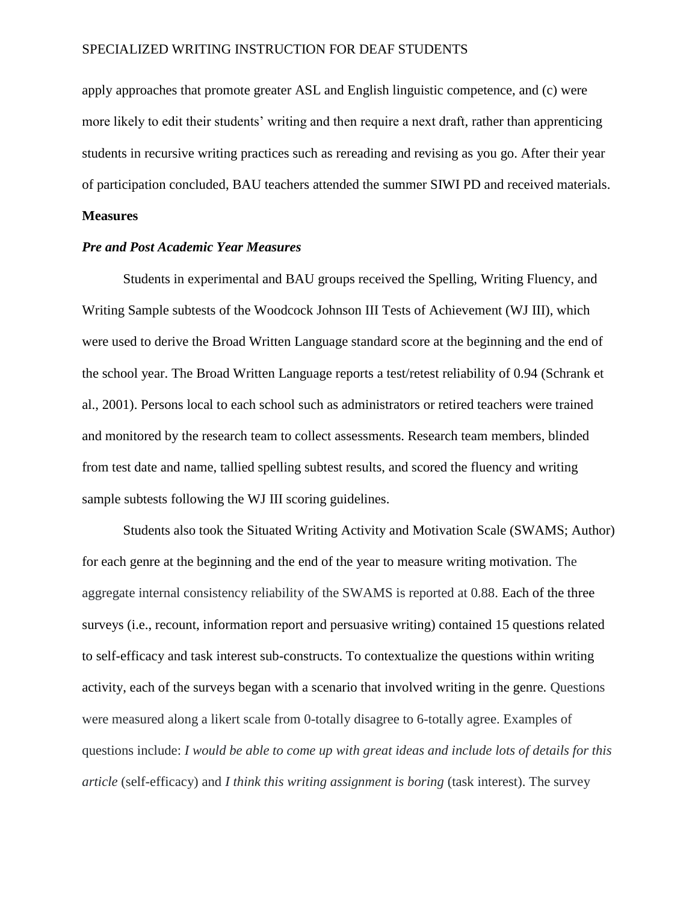apply approaches that promote greater ASL and English linguistic competence, and (c) were more likely to edit their students' writing and then require a next draft, rather than apprenticing students in recursive writing practices such as rereading and revising as you go. After their year of participation concluded, BAU teachers attended the summer SIWI PD and received materials.

**Measures**

***Pre and Post Academic Year Measures***

Students in experimental and BAU groups received the Spelling, Writing Fluency, and Writing Sample subtests of the Woodcock Johnson III Tests of Achievement (WJ III), which were used to derive the Broad Written Language standard score at the beginning and the end of the school year. The Broad Written Language reports a test/retest reliability of 0.94 (Schrank et al., 2001). Persons local to each school such as administrators or retired teachers were trained and monitored by the research team to collect assessments. Research team members, blinded from test date and name, tallied spelling subtest results, and scored the fluency and writing sample subtests following the WJ III scoring guidelines.

Students also took the Situated Writing Activity and Motivation Scale (SWAMS; Author) for each genre at the beginning and the end of the year to measure writing motivation. The aggregate internal consistency reliability of the SWAMS is reported at 0.88. Each of the three surveys (i.e., recount, information report and persuasive writing) contained 15 questions related to self-efficacy and task interest sub-constructs. To contextualize the questions within writing activity, each of the surveys began with a scenario that involved writing in the genre. Questions were measured along a likert scale from 0-totally disagree to 6-totally agree. Examples of questions include: *I would be able to come up with great ideas and include lots of details for this article* (self-efficacy) and *I think this writing assignment is boring* (task interest). The survey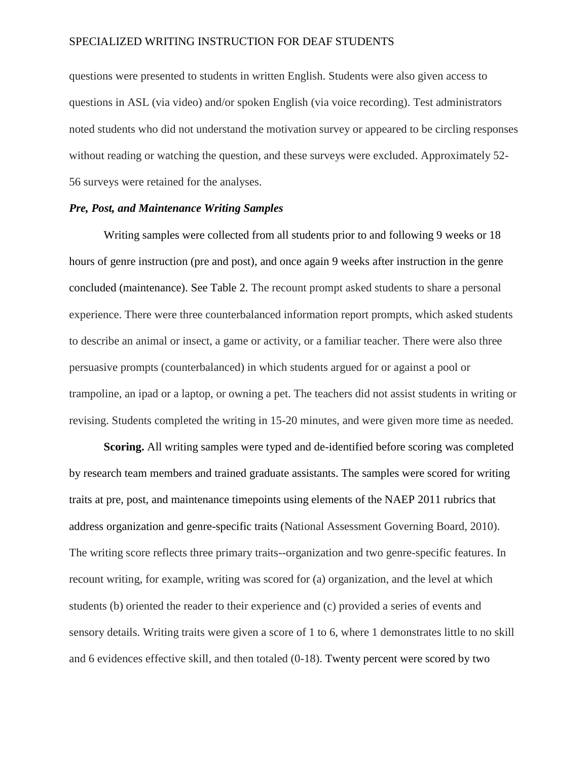questions were presented to students in written English. Students were also given access to questions in ASL (via video) and/or spoken English (via voice recording). Test administrators noted students who did not understand the motivation survey or appeared to be circling responses without reading or watching the question, and these surveys were excluded. Approximately 52-56 surveys were retained for the analyses.

### *Pre, Post, and Maintenance Writing Samples*

Writing samples were collected from all students prior to and following 9 weeks or 18 hours of genre instruction (pre and post), and once again 9 weeks after instruction in the genre concluded (maintenance). See Table 2. The recount prompt asked students to share a personal experience. There were three counterbalanced information report prompts, which asked students to describe an animal or insect, a game or activity, or a familiar teacher. There were also three persuasive prompts (counterbalanced) in which students argued for or against a pool or trampoline, an ipad or a laptop, or owning a pet. The teachers did not assist students in writing or revising. Students completed the writing in 15-20 minutes, and were given more time as needed.

**Scoring.** All writing samples were typed and de-identified before scoring was completed by research team members and trained graduate assistants. The samples were scored for writing traits at pre, post, and maintenance timepoints using elements of the NAEP 2011 rubrics that address organization and genre-specific traits (National Assessment Governing Board, 2010). The writing score reflects three primary traits--organization and two genre-specific features. In recount writing, for example, writing was scored for (a) organization, and the level at which students (b) oriented the reader to their experience and (c) provided a series of events and sensory details. Writing traits were given a score of 1 to 6, where 1 demonstrates little to no skill and 6 evidences effective skill, and then totaled (0-18). Twenty percent were scored by two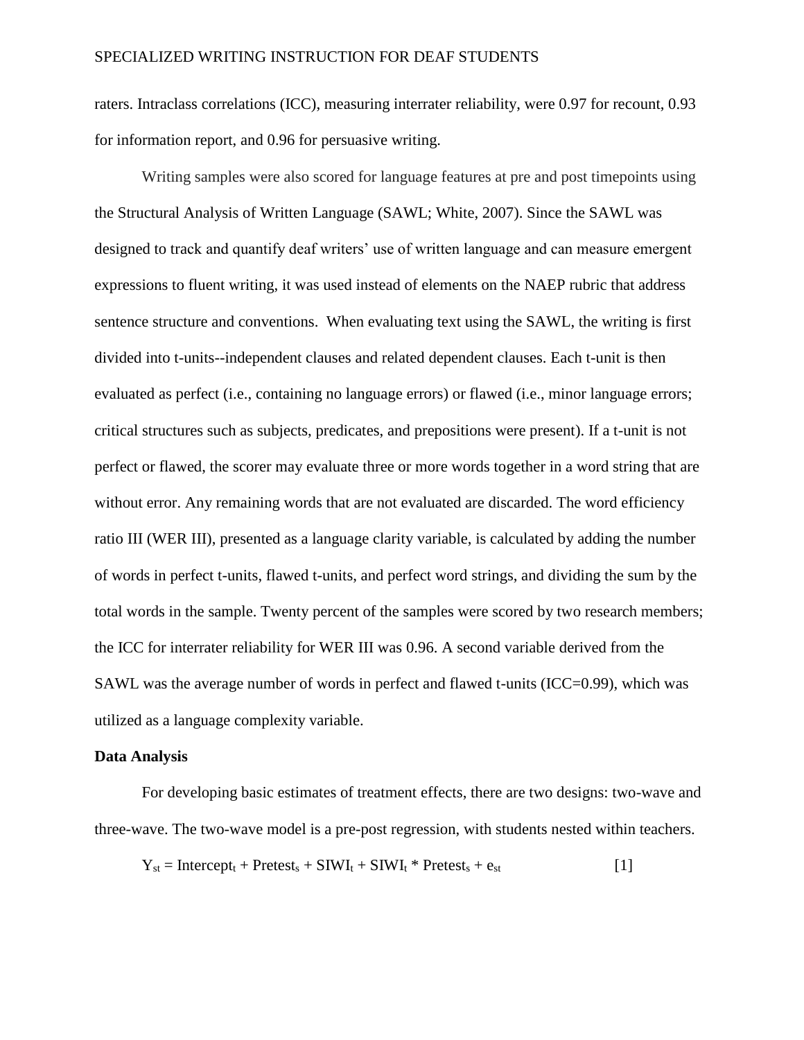raters. Intraclass correlations (ICC), measuring interrater reliability, were 0.97 for recount, 0.93 for information report, and 0.96 for persuasive writing.

Writing samples were also scored for language features at pre and post timepoints using the Structural Analysis of Written Language (SAWL; White, 2007). Since the SAWL was designed to track and quantify deaf writers' use of written language and can measure emergent expressions to fluent writing, it was used instead of elements on the NAEP rubric that address sentence structure and conventions. When evaluating text using the SAWL, the writing is first divided into t-units--independent clauses and related dependent clauses. Each t-unit is then evaluated as perfect (i.e., containing no language errors) or flawed (i.e., minor language errors; critical structures such as subjects, predicates, and prepositions were present). If a t-unit is not perfect or flawed, the scorer may evaluate three or more words together in a word string that are without error. Any remaining words that are not evaluated are discarded. The word efficiency ratio III (WER III), presented as a language clarity variable, is calculated by adding the number of words in perfect t-units, flawed t-units, and perfect word strings, and dividing the sum by the total words in the sample. Twenty percent of the samples were scored by two research members; the ICC for interrater reliability for WER III was 0.96. A second variable derived from the SAWL was the average number of words in perfect and flawed t-units (ICC=0.99), which was utilized as a language complexity variable.

**Data Analysis**

For developing basic estimates of treatment effects, there are two designs: two-wave and three-wave. The two-wave model is a pre-post regression, with students nested within teachers.

$$Y_{st} = \text{Intercept}_t + \text{Pretest}_s + \text{SIWI}_t + \text{SIWI}_t * \text{Pretest}_s + e_{st} \qquad [1]$$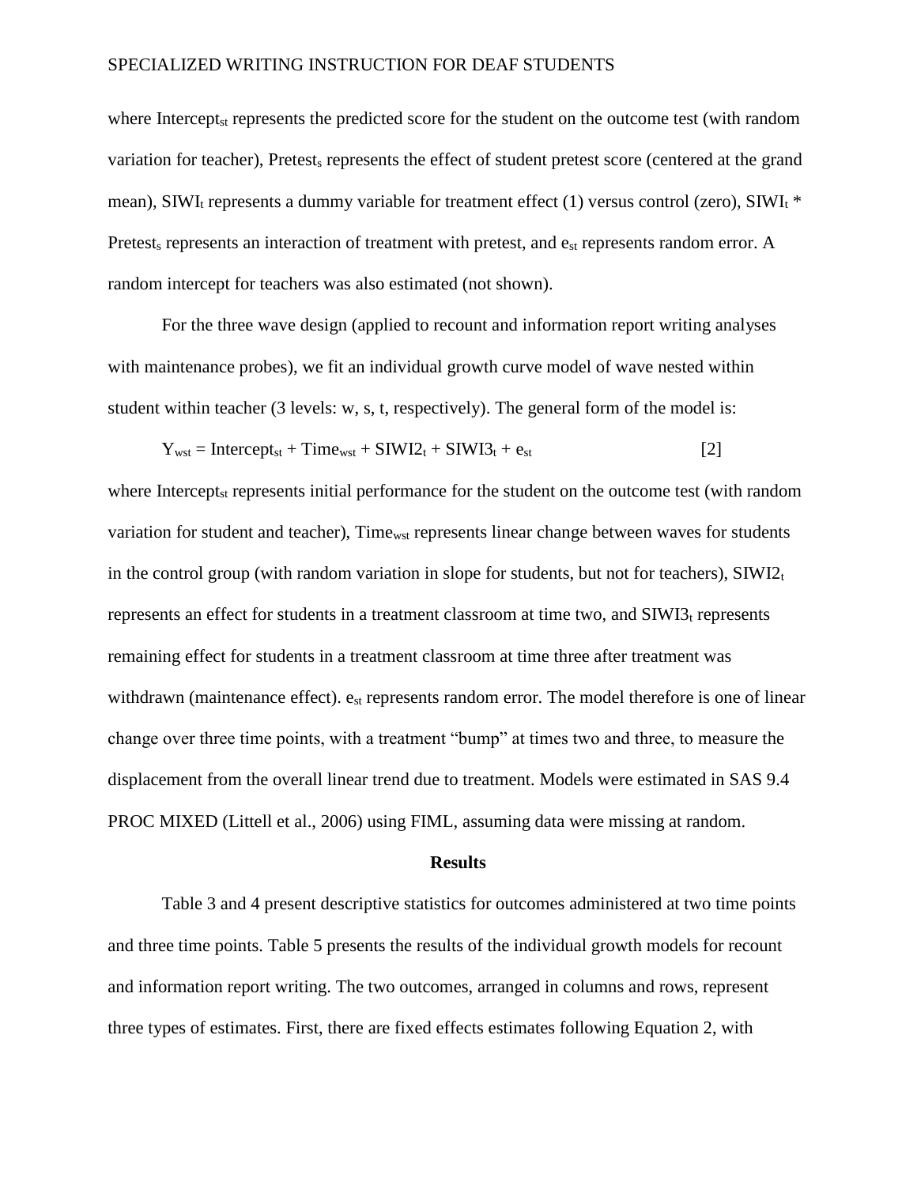where $\text{Intercept}_{st}$ represents the predicted score for the student on the outcome test (with random variation for teacher), $\text{Pretest}_s$ represents the effect of student pretest score (centered at the grand mean), $\text{SIWI}_t$ represents a dummy variable for treatment effect (1) versus control (zero), $\text{SIWI}_t * \text{Pretest}_s$ represents an interaction of treatment with pretest, and $e_{st}$ represents random error. A random intercept for teachers was also estimated (not shown).

For the three wave design (applied to recount and information report writing analyses with maintenance probes), we fit an individual growth curve model of wave nested within student within teacher (3 levels: w, s, t, respectively). The general form of the model is:

$$Y_{wst} = \text{Intercept}_{st} + \text{Time}_{wst} + \text{SIWI2}_t + \text{SIWI3}_t + e_{st} \qquad [2]$$

where $\text{Intercept}_{st}$ represents initial performance for the student on the outcome test (with random variation for student and teacher), $\text{Time}_{wst}$ represents linear change between waves for students in the control group (with random variation in slope for students, but not for teachers), $\text{SIWI2}_t$ represents an effect for students in a treatment classroom at time two, and $\text{SIWI3}_t$ represents remaining effect for students in a treatment classroom at time three after treatment was withdrawn (maintenance effect). $e_{st}$ represents random error. The model therefore is one of linear change over three time points, with a treatment "bump" at times two and three, to measure the displacement from the overall linear trend due to treatment. Models were estimated in SAS 9.4 PROC MIXED (Littell et al., 2006) using FIML, assuming data were missing at random.

## Results

Table 3 and 4 present descriptive statistics for outcomes administered at two time points and three time points. Table 5 presents the results of the individual growth models for recount and information report writing. The two outcomes, arranged in columns and rows, represent three types of estimates. First, there are fixed effects estimates following Equation 2, with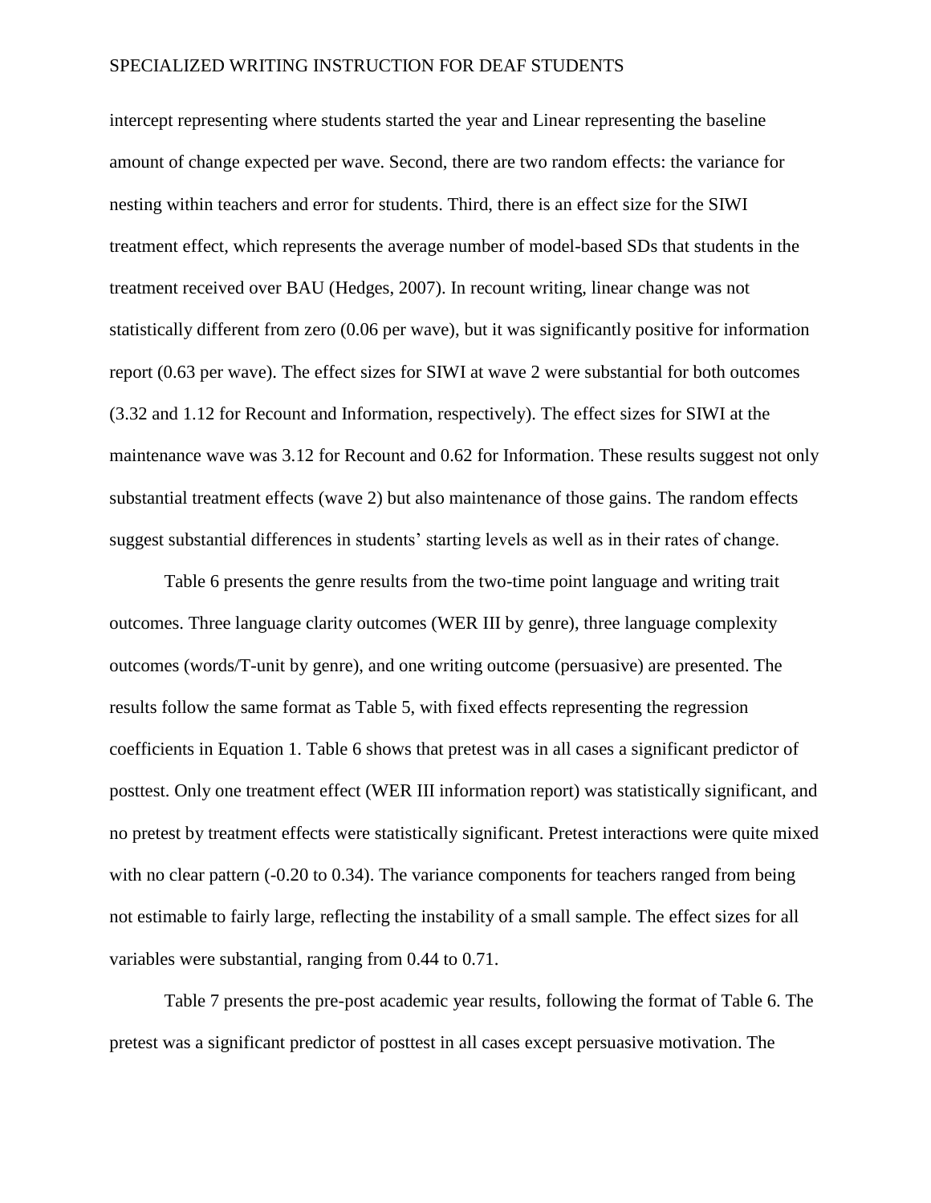intercept representing where students started the year and Linear representing the baseline amount of change expected per wave. Second, there are two random effects: the variance for nesting within teachers and error for students. Third, there is an effect size for the SIWI treatment effect, which represents the average number of model-based SDs that students in the treatment received over BAU (Hedges, 2007). In recount writing, linear change was not statistically different from zero (0.06 per wave), but it was significantly positive for information report (0.63 per wave). The effect sizes for SIWI at wave 2 were substantial for both outcomes (3.32 and 1.12 for Recount and Information, respectively). The effect sizes for SIWI at the maintenance wave was 3.12 for Recount and 0.62 for Information. These results suggest not only substantial treatment effects (wave 2) but also maintenance of those gains. The random effects suggest substantial differences in students' starting levels as well as in their rates of change.

Table 6 presents the genre results from the two-time point language and writing trait outcomes. Three language clarity outcomes (WER III by genre), three language complexity outcomes (words/T-unit by genre), and one writing outcome (persuasive) are presented. The results follow the same format as Table 5, with fixed effects representing the regression coefficients in Equation 1. Table 6 shows that pretest was in all cases a significant predictor of posttest. Only one treatment effect (WER III information report) was statistically significant, and no pretest by treatment effects were statistically significant. Pretest interactions were quite mixed with no clear pattern (-0.20 to 0.34). The variance components for teachers ranged from being not estimable to fairly large, reflecting the instability of a small sample. The effect sizes for all variables were substantial, ranging from 0.44 to 0.71.

Table 7 presents the pre-post academic year results, following the format of Table 6. The pretest was a significant predictor of posttest in all cases except persuasive motivation. The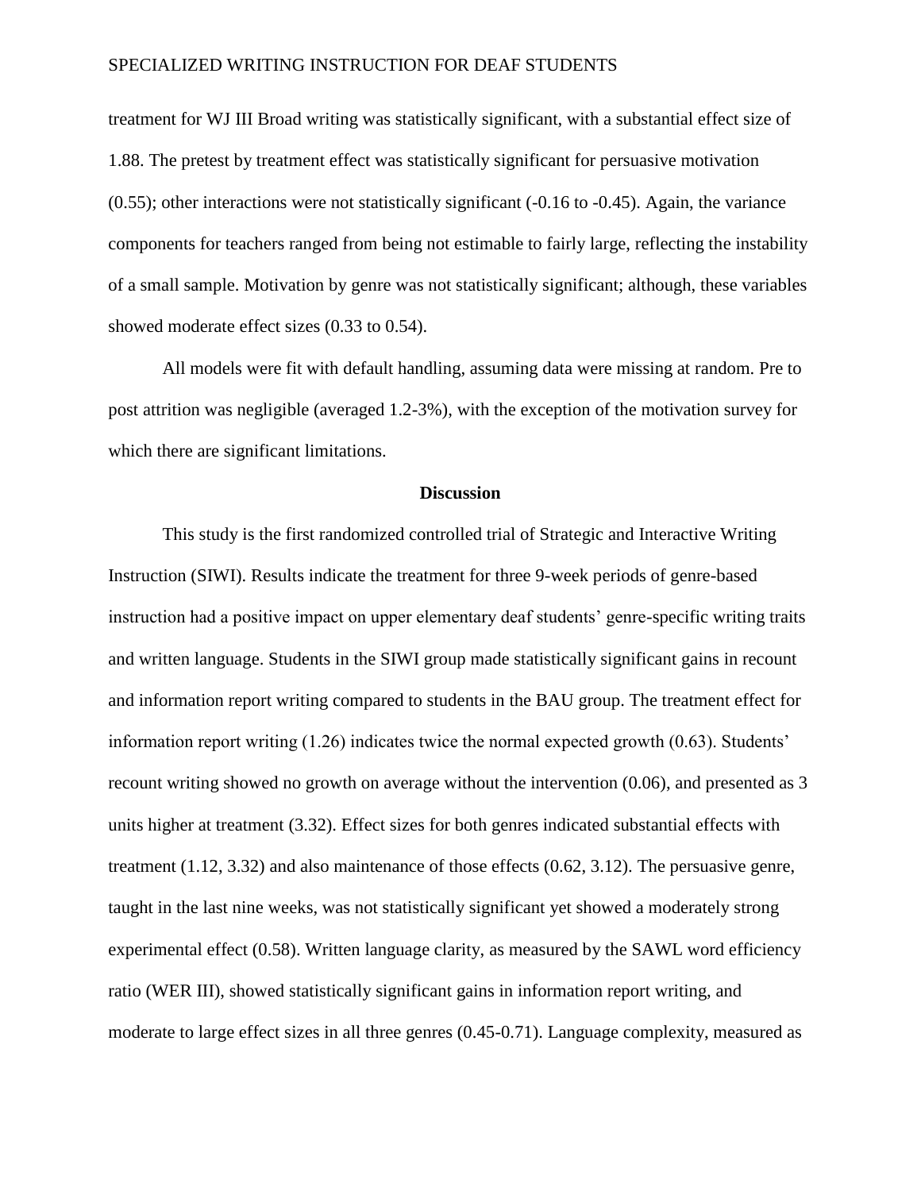treatment for WJ III Broad writing was statistically significant, with a substantial effect size of 1.88. The pretest by treatment effect was statistically significant for persuasive motivation (0.55); other interactions were not statistically significant (-0.16 to -0.45). Again, the variance components for teachers ranged from being not estimable to fairly large, reflecting the instability of a small sample. Motivation by genre was not statistically significant; although, these variables showed moderate effect sizes (0.33 to 0.54).

All models were fit with default handling, assuming data were missing at random. Pre to post attrition was negligible (averaged 1.2-3%), with the exception of the motivation survey for which there are significant limitations.

## Discussion

This study is the first randomized controlled trial of Strategic and Interactive Writing Instruction (SIWI). Results indicate the treatment for three 9-week periods of genre-based instruction had a positive impact on upper elementary deaf students' genre-specific writing traits and written language. Students in the SIWI group made statistically significant gains in recount and information report writing compared to students in the BAU group. The treatment effect for information report writing (1.26) indicates twice the normal expected growth (0.63). Students' recount writing showed no growth on average without the intervention (0.06), and presented as 3 units higher at treatment (3.32). Effect sizes for both genres indicated substantial effects with treatment (1.12, 3.32) and also maintenance of those effects (0.62, 3.12). The persuasive genre, taught in the last nine weeks, was not statistically significant yet showed a moderately strong experimental effect (0.58). Written language clarity, as measured by the SAWL word efficiency ratio (WER III), showed statistically significant gains in information report writing, and moderate to large effect sizes in all three genres (0.45-0.71). Language complexity, measured as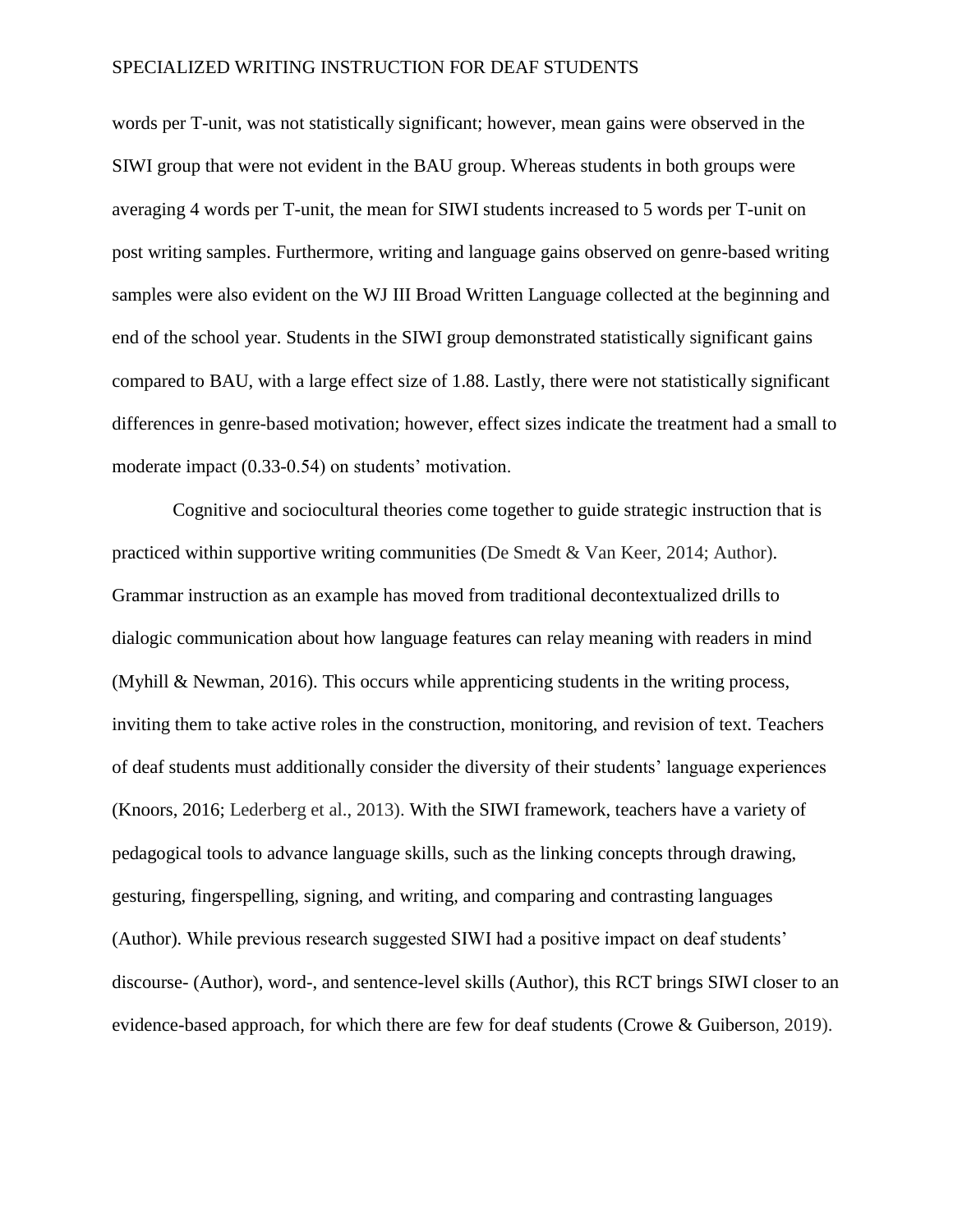words per T-unit, was not statistically significant; however, mean gains were observed in the SIWI group that were not evident in the BAU group. Whereas students in both groups were averaging 4 words per T-unit, the mean for SIWI students increased to 5 words per T-unit on post writing samples. Furthermore, writing and language gains observed on genre-based writing samples were also evident on the WJ III Broad Written Language collected at the beginning and end of the school year. Students in the SIWI group demonstrated statistically significant gains compared to BAU, with a large effect size of 1.88. Lastly, there were not statistically significant differences in genre-based motivation; however, effect sizes indicate the treatment had a small to moderate impact (0.33-0.54) on students' motivation.

Cognitive and sociocultural theories come together to guide strategic instruction that is practiced within supportive writing communities (De Smedt & Van Keer, 2014; Author). Grammar instruction as an example has moved from traditional decontextualized drills to dialogic communication about how language features can relay meaning with readers in mind (Myhill & Newman, 2016). This occurs while apprenticing students in the writing process, inviting them to take active roles in the construction, monitoring, and revision of text. Teachers of deaf students must additionally consider the diversity of their students' language experiences (Knoors, 2016; Lederberg et al., 2013). With the SIWI framework, teachers have a variety of pedagogical tools to advance language skills, such as the linking concepts through drawing, gesturing, fingerspelling, signing, and writing, and comparing and contrasting languages (Author). While previous research suggested SIWI had a positive impact on deaf students' discourse- (Author), word-, and sentence-level skills (Author), this RCT brings SIWI closer to an evidence-based approach, for which there are few for deaf students (Crowe & Guiberson, 2019).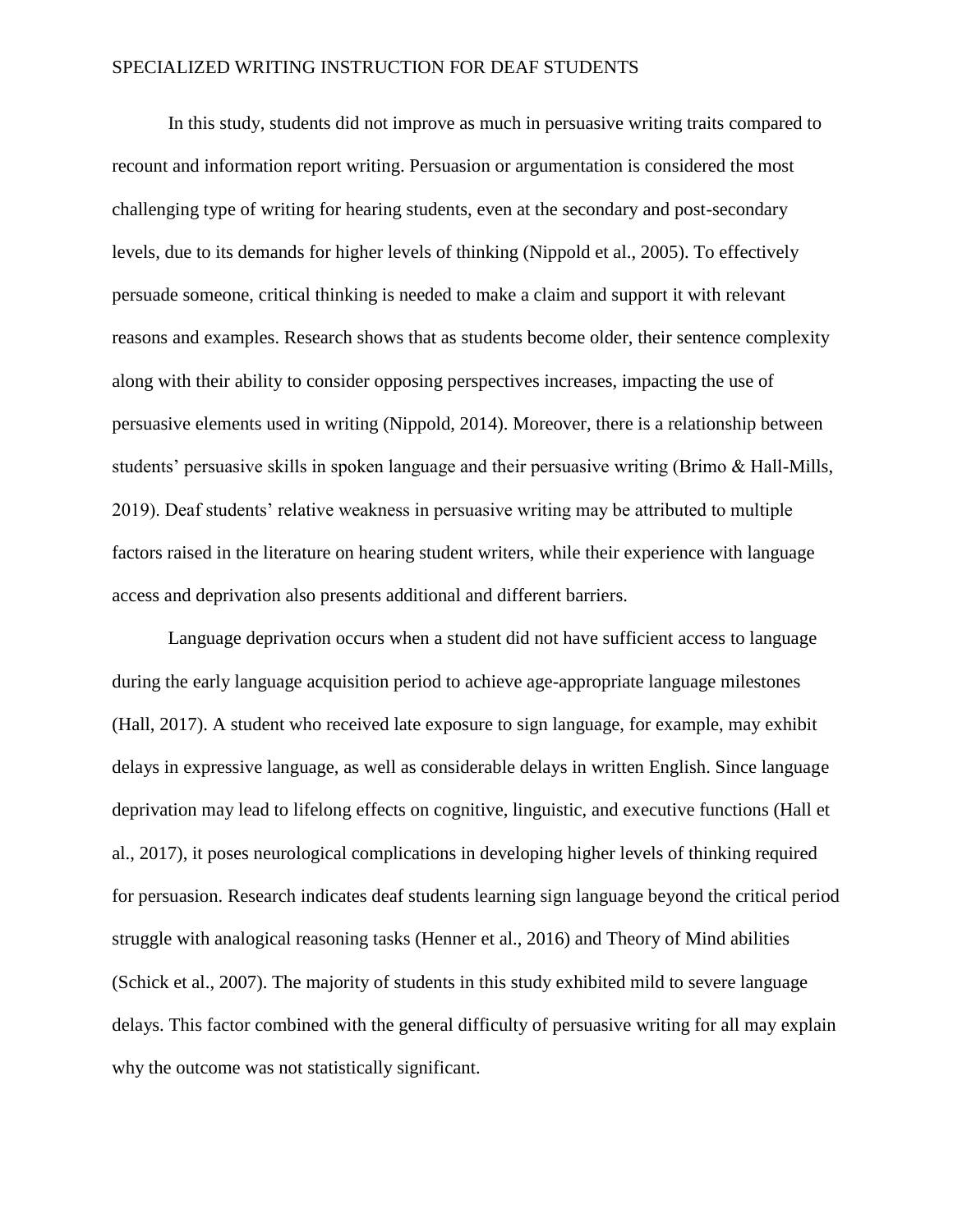In this study, students did not improve as much in persuasive writing traits compared to recount and information report writing. Persuasion or argumentation is considered the most challenging type of writing for hearing students, even at the secondary and post-secondary levels, due to its demands for higher levels of thinking (Nippold et al., 2005). To effectively persuade someone, critical thinking is needed to make a claim and support it with relevant reasons and examples. Research shows that as students become older, their sentence complexity along with their ability to consider opposing perspectives increases, impacting the use of persuasive elements used in writing (Nippold, 2014). Moreover, there is a relationship between students' persuasive skills in spoken language and their persuasive writing (Brimo & Hall-Mills, 2019). Deaf students' relative weakness in persuasive writing may be attributed to multiple factors raised in the literature on hearing student writers, while their experience with language access and deprivation also presents additional and different barriers.

Language deprivation occurs when a student did not have sufficient access to language during the early language acquisition period to achieve age-appropriate language milestones (Hall, 2017). A student who received late exposure to sign language, for example, may exhibit delays in expressive language, as well as considerable delays in written English. Since language deprivation may lead to lifelong effects on cognitive, linguistic, and executive functions (Hall et al., 2017), it poses neurological complications in developing higher levels of thinking required for persuasion. Research indicates deaf students learning sign language beyond the critical period struggle with analogical reasoning tasks (Henner et al., 2016) and Theory of Mind abilities (Schick et al., 2007). The majority of students in this study exhibited mild to severe language delays. This factor combined with the general difficulty of persuasive writing for all may explain why the outcome was not statistically significant.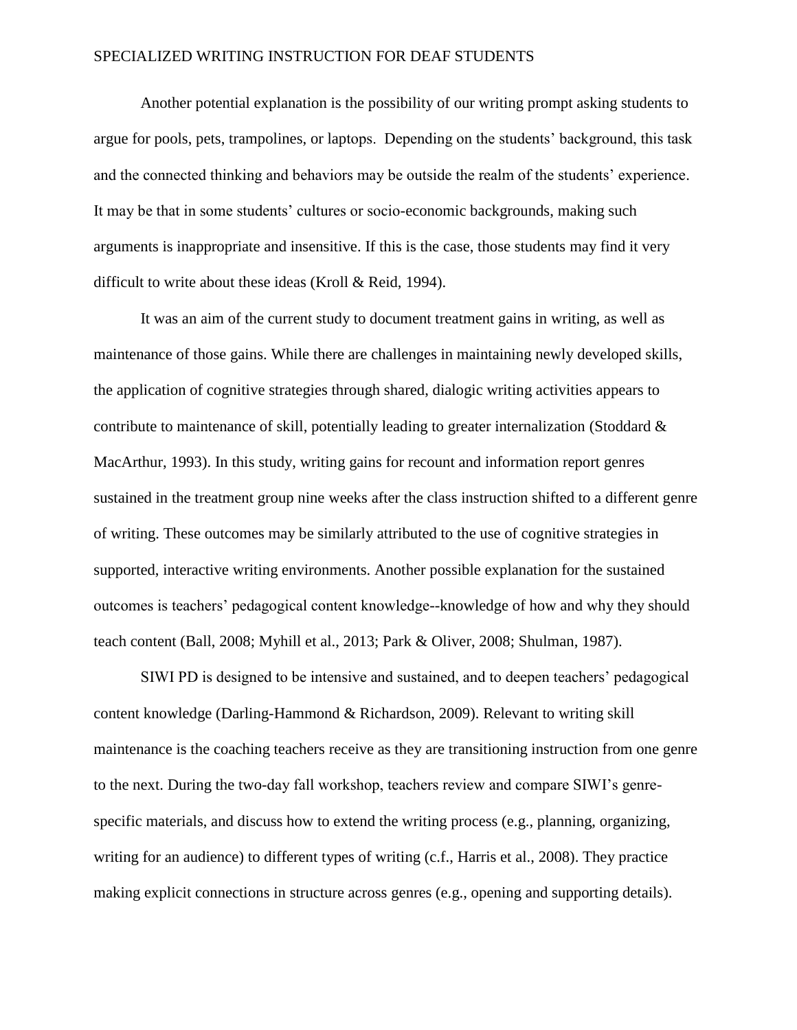Another potential explanation is the possibility of our writing prompt asking students to argue for pools, pets, trampolines, or laptops. Depending on the students' background, this task and the connected thinking and behaviors may be outside the realm of the students' experience. It may be that in some students' cultures or socio-economic backgrounds, making such arguments is inappropriate and insensitive. If this is the case, those students may find it very difficult to write about these ideas (Kroll & Reid, 1994).

It was an aim of the current study to document treatment gains in writing, as well as maintenance of those gains. While there are challenges in maintaining newly developed skills, the application of cognitive strategies through shared, dialogic writing activities appears to contribute to maintenance of skill, potentially leading to greater internalization (Stoddard & MacArthur, 1993). In this study, writing gains for recount and information report genres sustained in the treatment group nine weeks after the class instruction shifted to a different genre of writing. These outcomes may be similarly attributed to the use of cognitive strategies in supported, interactive writing environments. Another possible explanation for the sustained outcomes is teachers' pedagogical content knowledge--knowledge of how and why they should teach content (Ball, 2008; Myhill et al., 2013; Park & Oliver, 2008; Shulman, 1987).

SIWI PD is designed to be intensive and sustained, and to deepen teachers' pedagogical content knowledge (Darling-Hammond & Richardson, 2009). Relevant to writing skill maintenance is the coaching teachers receive as they are transitioning instruction from one genre to the next. During the two-day fall workshop, teachers review and compare SIWI's genre-specific materials, and discuss how to extend the writing process (e.g., planning, organizing, writing for an audience) to different types of writing (c.f., Harris et al., 2008). They practice making explicit connections in structure across genres (e.g., opening and supporting details).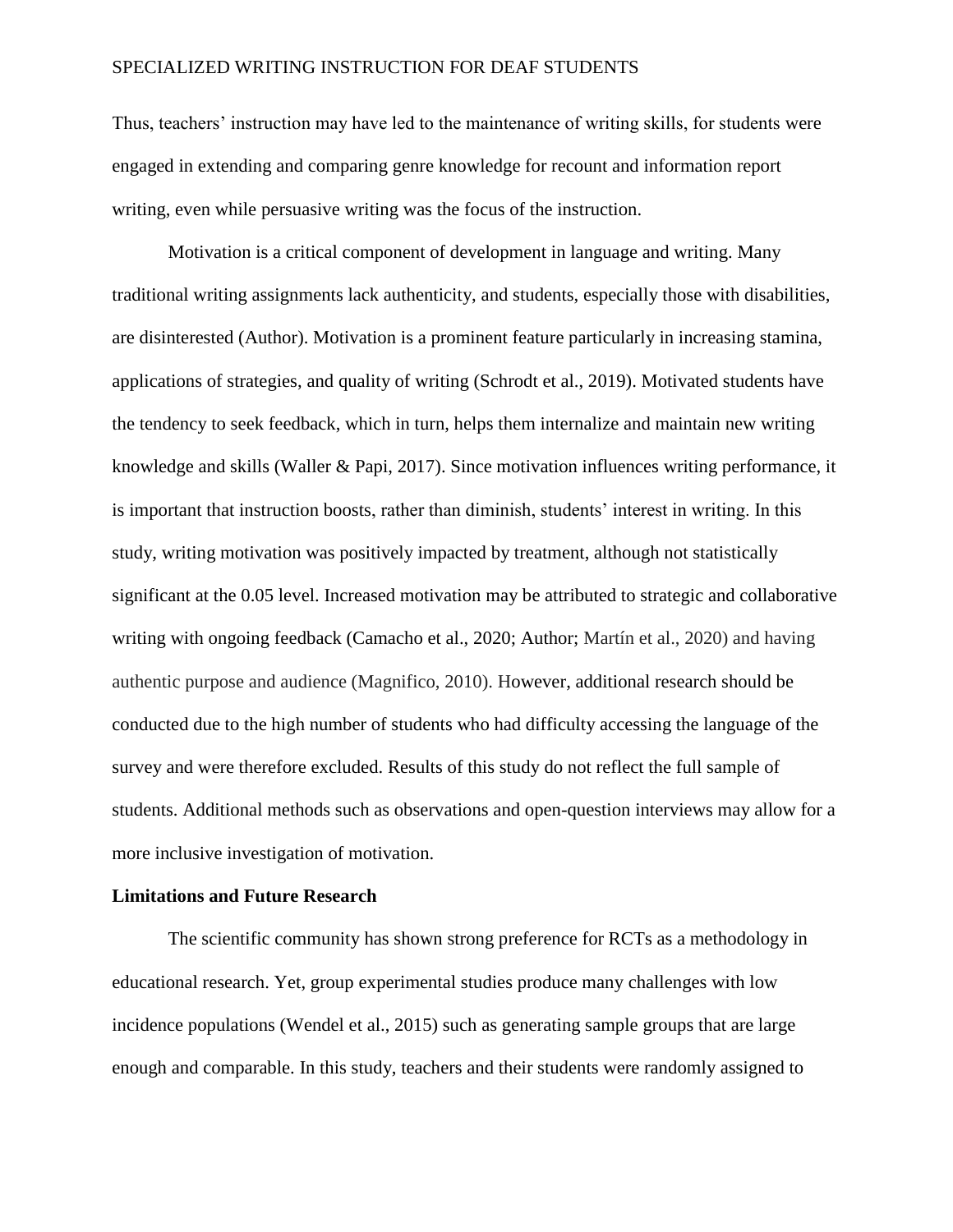Thus, teachers' instruction may have led to the maintenance of writing skills, for students were engaged in extending and comparing genre knowledge for recount and information report writing, even while persuasive writing was the focus of the instruction.

Motivation is a critical component of development in language and writing. Many traditional writing assignments lack authenticity, and students, especially those with disabilities, are disinterested (Author). Motivation is a prominent feature particularly in increasing stamina, applications of strategies, and quality of writing (Schrodt et al., 2019). Motivated students have the tendency to seek feedback, which in turn, helps them internalize and maintain new writing knowledge and skills (Waller & Papi, 2017). Since motivation influences writing performance, it is important that instruction boosts, rather than diminish, students' interest in writing. In this study, writing motivation was positively impacted by treatment, although not statistically significant at the 0.05 level. Increased motivation may be attributed to strategic and collaborative writing with ongoing feedback (Camacho et al., 2020; Author; Martín et al., 2020) and having authentic purpose and audience (Magnifico, 2010). However, additional research should be conducted due to the high number of students who had difficulty accessing the language of the survey and were therefore excluded. Results of this study do not reflect the full sample of students. Additional methods such as observations and open-question interviews may allow for a more inclusive investigation of motivation.

## Limitations and Future Research

The scientific community has shown strong preference for RCTs as a methodology in educational research. Yet, group experimental studies produce many challenges with low incidence populations (Wendel et al., 2015) such as generating sample groups that are large enough and comparable. In this study, teachers and their students were randomly assigned to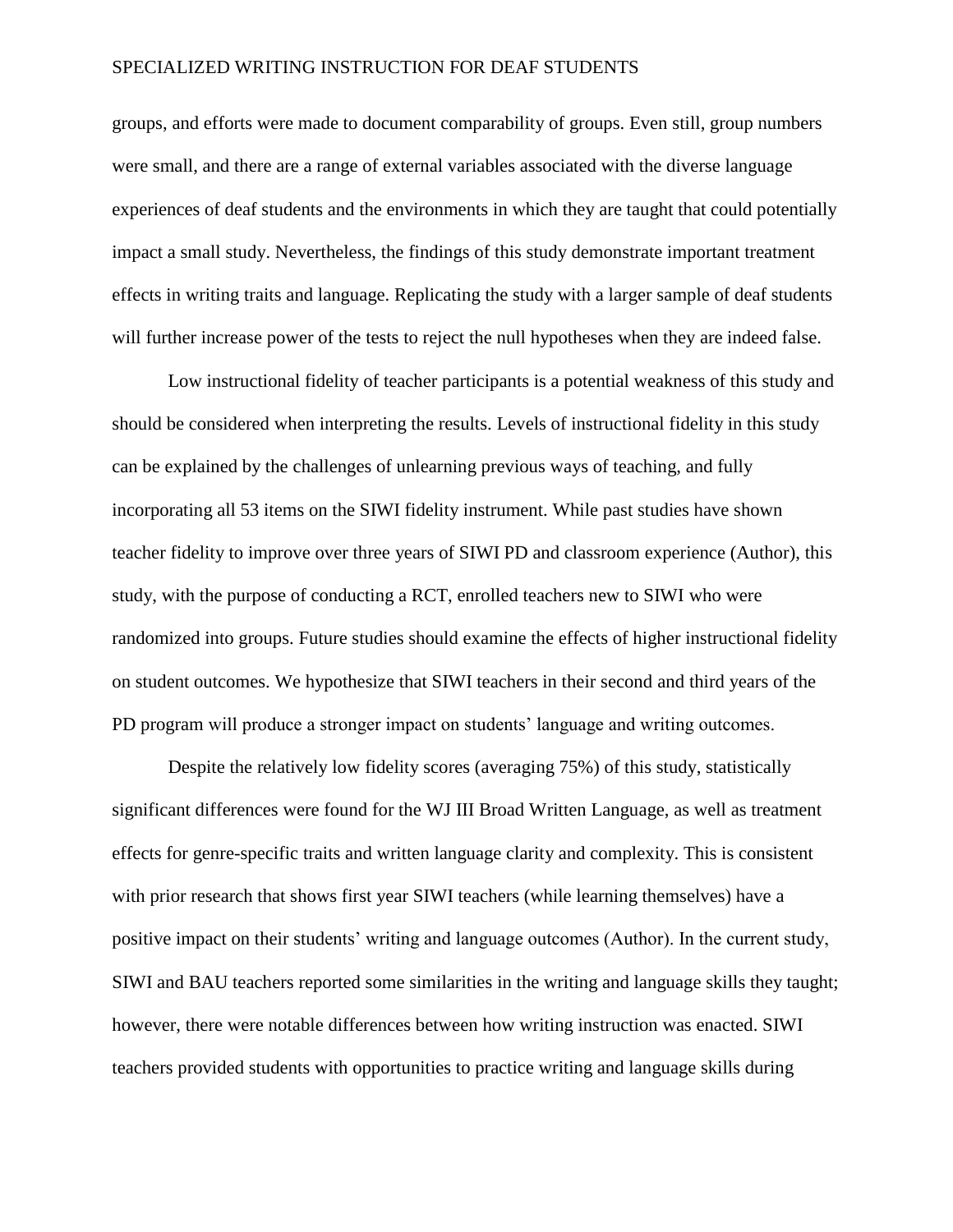groups, and efforts were made to document comparability of groups. Even still, group numbers were small, and there are a range of external variables associated with the diverse language experiences of deaf students and the environments in which they are taught that could potentially impact a small study. Nevertheless, the findings of this study demonstrate important treatment effects in writing traits and language. Replicating the study with a larger sample of deaf students will further increase power of the tests to reject the null hypotheses when they are indeed false.

Low instructional fidelity of teacher participants is a potential weakness of this study and should be considered when interpreting the results. Levels of instructional fidelity in this study can be explained by the challenges of unlearning previous ways of teaching, and fully incorporating all 53 items on the SIWI fidelity instrument. While past studies have shown teacher fidelity to improve over three years of SIWI PD and classroom experience (Author), this study, with the purpose of conducting a RCT, enrolled teachers new to SIWI who were randomized into groups. Future studies should examine the effects of higher instructional fidelity on student outcomes. We hypothesize that SIWI teachers in their second and third years of the PD program will produce a stronger impact on students' language and writing outcomes.

Despite the relatively low fidelity scores (averaging 75%) of this study, statistically significant differences were found for the WJ III Broad Written Language, as well as treatment effects for genre-specific traits and written language clarity and complexity. This is consistent with prior research that shows first year SIWI teachers (while learning themselves) have a positive impact on their students' writing and language outcomes (Author). In the current study, SIWI and BAU teachers reported some similarities in the writing and language skills they taught; however, there were notable differences between how writing instruction was enacted. SIWI teachers provided students with opportunities to practice writing and language skills during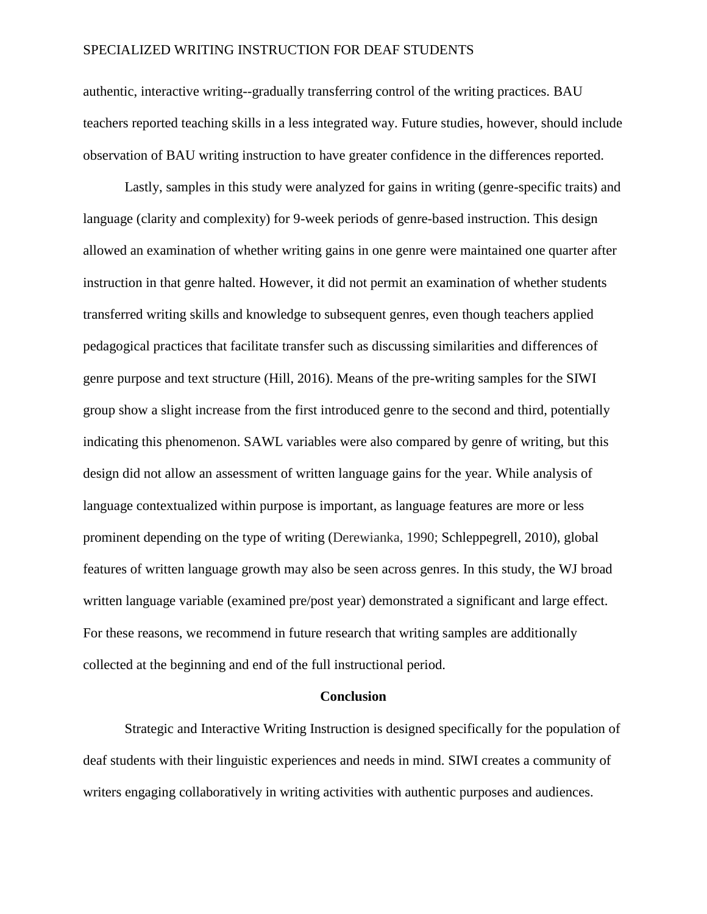authentic, interactive writing--gradually transferring control of the writing practices. BAU teachers reported teaching skills in a less integrated way. Future studies, however, should include observation of BAU writing instruction to have greater confidence in the differences reported.

Lastly, samples in this study were analyzed for gains in writing (genre-specific traits) and language (clarity and complexity) for 9-week periods of genre-based instruction. This design allowed an examination of whether writing gains in one genre were maintained one quarter after instruction in that genre halted. However, it did not permit an examination of whether students transferred writing skills and knowledge to subsequent genres, even though teachers applied pedagogical practices that facilitate transfer such as discussing similarities and differences of genre purpose and text structure (Hill, 2016). Means of the pre-writing samples for the SIWI group show a slight increase from the first introduced genre to the second and third, potentially indicating this phenomenon. SAWL variables were also compared by genre of writing, but this design did not allow an assessment of written language gains for the year. While analysis of language contextualized within purpose is important, as language features are more or less prominent depending on the type of writing (Derewianka, 1990; Schleppegrell, 2010), global features of written language growth may also be seen across genres. In this study, the WJ broad written language variable (examined pre/post year) demonstrated a significant and large effect. For these reasons, we recommend in future research that writing samples are additionally collected at the beginning and end of the full instructional period.

## Conclusion

Strategic and Interactive Writing Instruction is designed specifically for the population of deaf students with their linguistic experiences and needs in mind. SIWI creates a community of writers engaging collaboratively in writing activities with authentic purposes and audiences.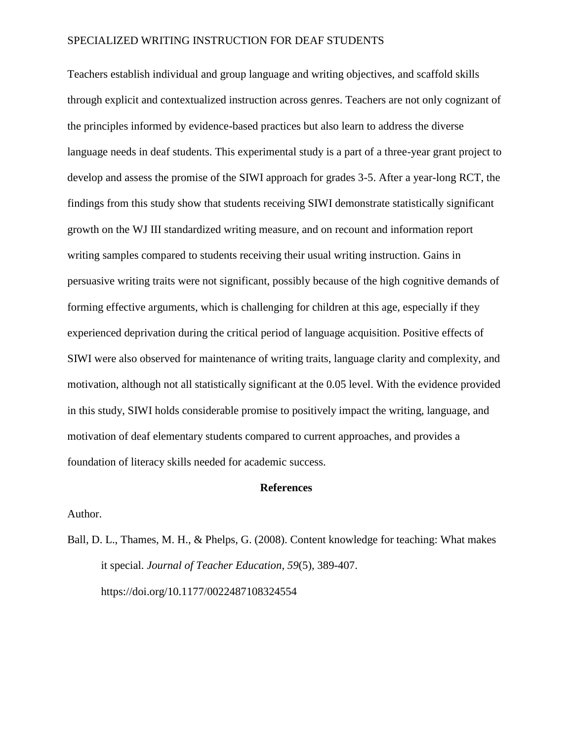Teachers establish individual and group language and writing objectives, and scaffold skills through explicit and contextualized instruction across genres. Teachers are not only cognizant of the principles informed by evidence-based practices but also learn to address the diverse language needs in deaf students. This experimental study is a part of a three-year grant project to develop and assess the promise of the SIWI approach for grades 3-5. After a year-long RCT, the findings from this study show that students receiving SIWI demonstrate statistically significant growth on the WJ III standardized writing measure, and on recount and information report writing samples compared to students receiving their usual writing instruction. Gains in persuasive writing traits were not significant, possibly because of the high cognitive demands of forming effective arguments, which is challenging for children at this age, especially if they experienced deprivation during the critical period of language acquisition. Positive effects of SIWI were also observed for maintenance of writing traits, language clarity and complexity, and motivation, although not all statistically significant at the 0.05 level. With the evidence provided in this study, SIWI holds considerable promise to positively impact the writing, language, and motivation of deaf elementary students compared to current approaches, and provides a foundation of literacy skills needed for academic success.

## References

Author.

Ball, D. L., Thames, M. H., & Phelps, G. (2008). Content knowledge for teaching: What makes it special. *Journal of Teacher Education*, *59*(5), 389-407. https://doi.org/10.1177/0022487108324554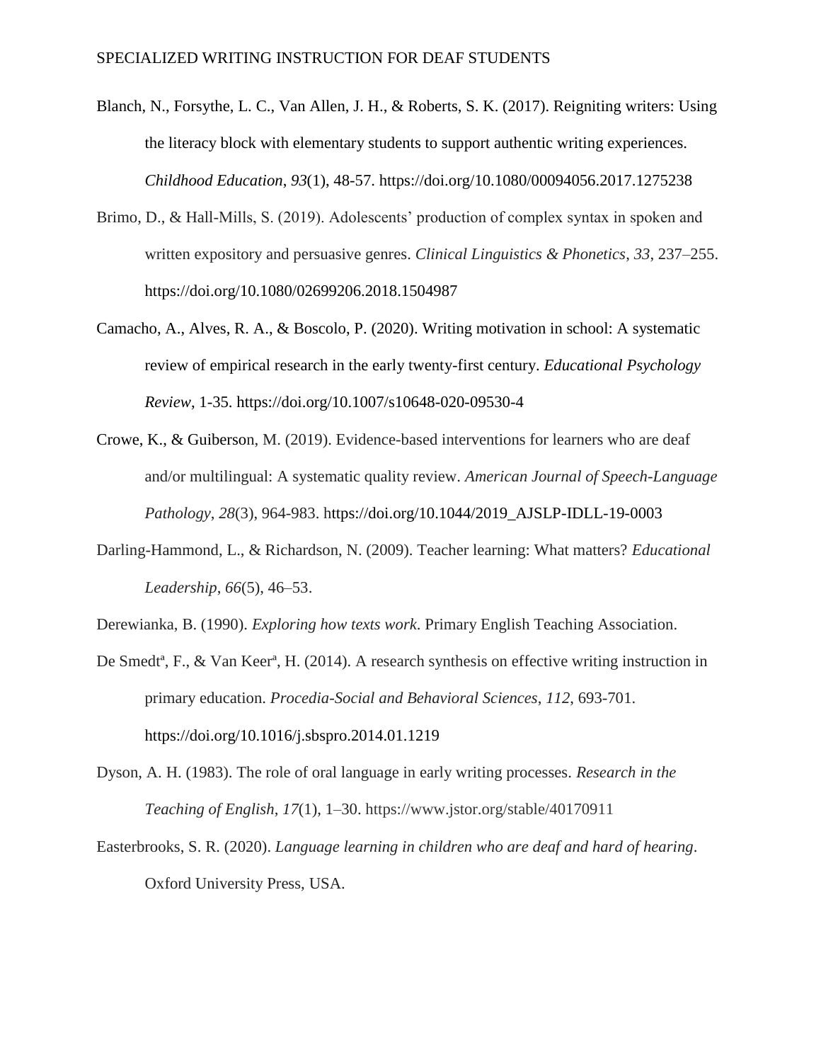Blanch, N., Forsythe, L. C., Van Allen, J. H., & Roberts, S. K. (2017). Reigniting writers: Using the literacy block with elementary students to support authentic writing experiences. *Childhood Education*, *93*(1), 48-57. https://doi.org/10.1080/00094056.2017.1275238

Brimo, D., & Hall-Mills, S. (2019). Adolescents' production of complex syntax in spoken and written expository and persuasive genres. *Clinical Linguistics & Phonetics*, *33*, 237–255. https://doi.org/10.1080/02699206.2018.1504987

Camacho, A., Alves, R. A., & Boscolo, P. (2020). Writing motivation in school: A systematic review of empirical research in the early twenty-first century. *Educational Psychology Review*, 1-35. https://doi.org/10.1007/s10648-020-09530-4

Crowe, K., & Guiberson, M. (2019). Evidence-based interventions for learners who are deaf and/or multilingual: A systematic quality review. *American Journal of Speech-Language Pathology*, *28*(3), 964-983. https://doi.org/10.1044/2019_AJSLP-IDLL-19-0003

Darling-Hammond, L., & Richardson, N. (2009). Teacher learning: What matters? *Educational Leadership*, *66*(5), 46–53.

Derewianka, B. (1990). *Exploring how texts work*. Primary English Teaching Association.

De Smedt[a], F., & Van Keer[a], H. (2014). A research synthesis on effective writing instruction in primary education. *Procedia-Social and Behavioral Sciences*, *112*, 693-701. https://doi.org/10.1016/j.sbspro.2014.01.1219

Dyson, A. H. (1983). The role of oral language in early writing processes. *Research in the Teaching of English*, *17*(1), 1–30. https://www.jstor.org/stable/40170911

Easterbrooks, S. R. (2020). *Language learning in children who are deaf and hard of hearing*. Oxford University Press, USA.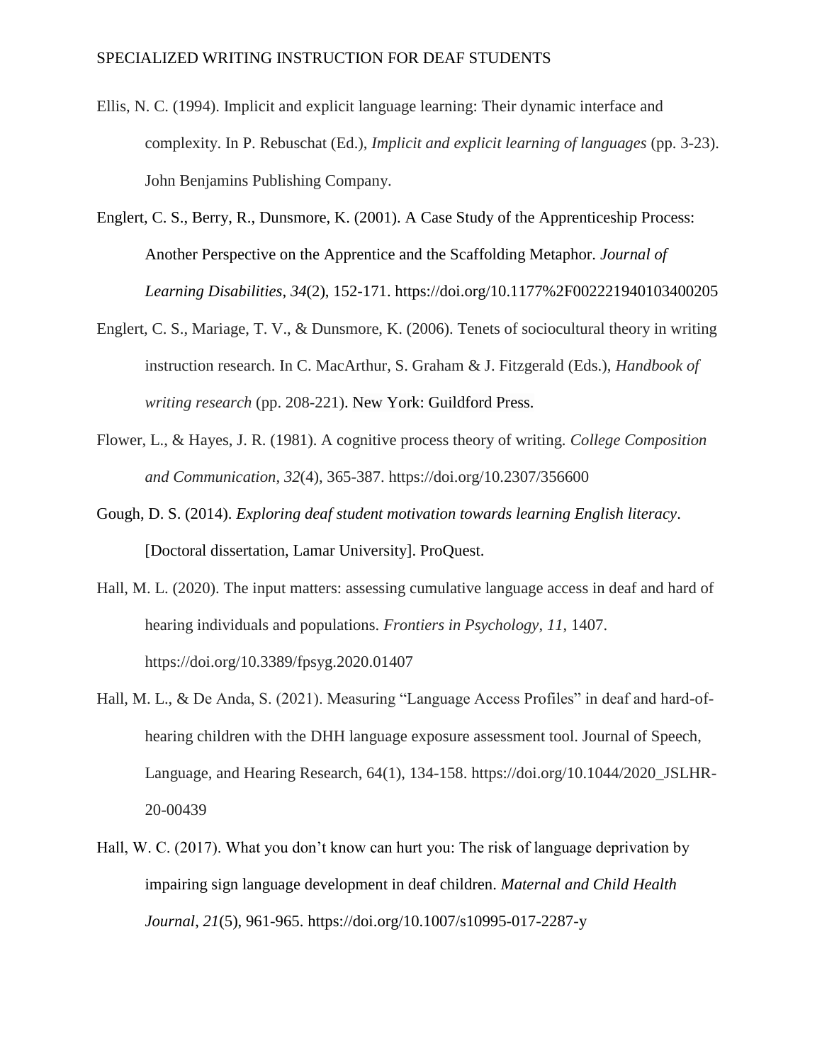Ellis, N. C. (1994). Implicit and explicit language learning: Their dynamic interface and complexity. In P. Rebuschat (Ed.), *Implicit and explicit learning of languages* (pp. 3-23). John Benjamins Publishing Company.

Englert, C. S., Berry, R., Dunsmore, K. (2001). A Case Study of the Apprenticeship Process: Another Perspective on the Apprentice and the Scaffolding Metaphor. *Journal of Learning Disabilities*, *34*(2), 152-171. https://doi.org/10.1177%2F002221940103400205

Englert, C. S., Mariage, T. V., & Dunsmore, K. (2006). Tenets of sociocultural theory in writing instruction research. In C. MacArthur, S. Graham & J. Fitzgerald (Eds.), *Handbook of writing research* (pp. 208-221). New York: Guildford Press.

Flower, L., & Hayes, J. R. (1981). A cognitive process theory of writing. *College Composition and Communication*, *32*(4), 365-387. https://doi.org/10.2307/356600

Gough, D. S. (2014). *Exploring deaf student motivation towards learning English literacy*. [Doctoral dissertation, Lamar University]. ProQuest.

Hall, M. L. (2020). The input matters: assessing cumulative language access in deaf and hard of hearing individuals and populations. *Frontiers in Psychology*, *11*, 1407. https://doi.org/10.3389/fpsyg.2020.01407

Hall, M. L., & De Anda, S. (2021). Measuring "Language Access Profiles" in deaf and hard-of-hearing children with the DHH language exposure assessment tool. Journal of Speech, Language, and Hearing Research, 64(1), 134-158. https://doi.org/10.1044/2020_JSLHR-20-00439

Hall, W. C. (2017). What you don't know can hurt you: The risk of language deprivation by impairing sign language development in deaf children. *Maternal and Child Health Journal*, *21*(5), 961-965. https://doi.org/10.1007/s10995-017-2287-y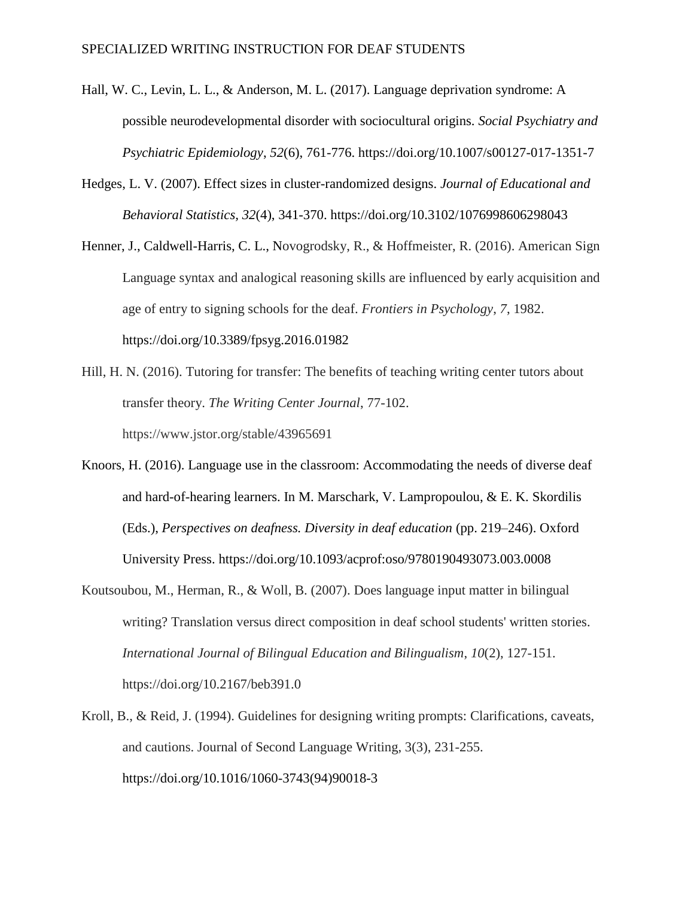Hall, W. C., Levin, L. L., & Anderson, M. L. (2017). Language deprivation syndrome: A possible neurodevelopmental disorder with sociocultural origins. *Social Psychiatry and Psychiatric Epidemiology*, *52*(6), 761-776. https://doi.org/10.1007/s00127-017-1351-7

Hedges, L. V. (2007). Effect sizes in cluster-randomized designs. *Journal of Educational and Behavioral Statistics*, *32*(4), 341-370. https://doi.org/10.3102/1076998606298043

Henner, J., Caldwell-Harris, C. L., Novogrodsky, R., & Hoffmeister, R. (2016). American Sign Language syntax and analogical reasoning skills are influenced by early acquisition and age of entry to signing schools for the deaf. *Frontiers in Psychology*, *7*, 1982. https://doi.org/10.3389/fpsyg.2016.01982

Hill, H. N. (2016). Tutoring for transfer: The benefits of teaching writing center tutors about transfer theory. *The Writing Center Journal*, 77-102. https://www.jstor.org/stable/43965691

Knoors, H. (2016). Language use in the classroom: Accommodating the needs of diverse deaf and hard-of-hearing learners. In M. Marschark, V. Lampropoulou, & E. K. Skordilis (Eds.), *Perspectives on deafness. Diversity in deaf education* (pp. 219–246). Oxford University Press. https://doi.org/10.1093/acprof:oso/9780190493073.003.0008

Koutsoubou, M., Herman, R., & Woll, B. (2007). Does language input matter in bilingual writing? Translation versus direct composition in deaf school students' written stories. *International Journal of Bilingual Education and Bilingualism*, *10*(2), 127-151. https://doi.org/10.2167/beb391.0

Kroll, B., & Reid, J. (1994). Guidelines for designing writing prompts: Clarifications, caveats, and cautions. Journal of Second Language Writing, 3(3), 231-255. https://doi.org/10.1016/1060-3743(94)90018-3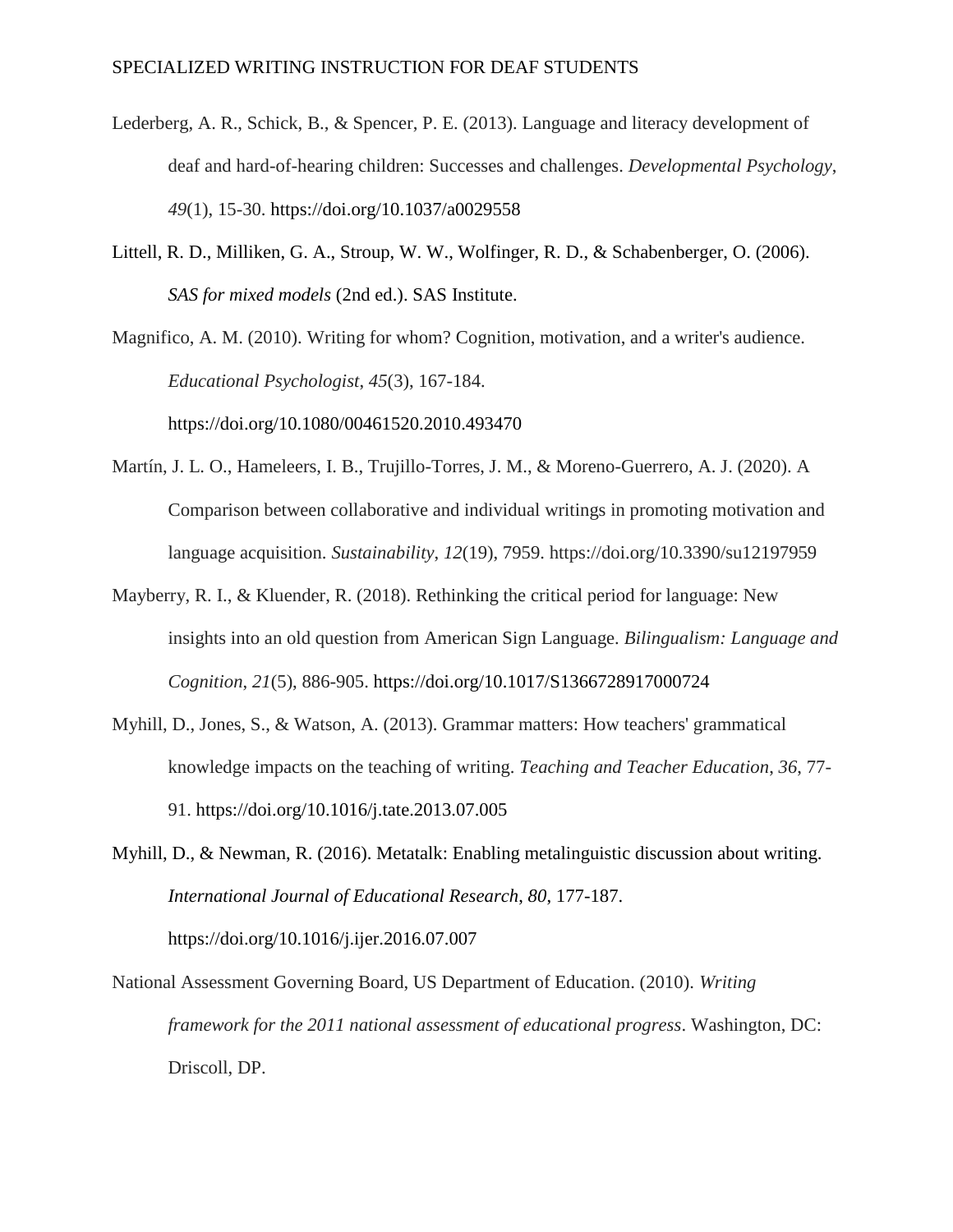Lederberg, A. R., Schick, B., & Spencer, P. E. (2013). Language and literacy development of deaf and hard-of-hearing children: Successes and challenges. *Developmental Psychology*, *49*(1), 15-30. https://doi.org/10.1037/a0029558

Littell, R. D., Milliken, G. A., Stroup, W. W., Wolfinger, R. D., & Schabenberger, O. (2006). *SAS for mixed models* (2nd ed.). SAS Institute.

Magnifico, A. M. (2010). Writing for whom? Cognition, motivation, and a writer's audience. *Educational Psychologist*, *45*(3), 167-184. https://doi.org/10.1080/00461520.2010.493470

Martín, J. L. O., Hameleers, I. B., Trujillo-Torres, J. M., & Moreno-Guerrero, A. J. (2020). A Comparison between collaborative and individual writings in promoting motivation and language acquisition. *Sustainability*, *12*(19), 7959. https://doi.org/10.3390/su12197959

Mayberry, R. I., & Kluender, R. (2018). Rethinking the critical period for language: New insights into an old question from American Sign Language. *Bilingualism: Language and Cognition*, *21*(5), 886-905. https://doi.org/10.1017/S1366728917000724

Myhill, D., Jones, S., & Watson, A. (2013). Grammar matters: How teachers' grammatical knowledge impacts on the teaching of writing. *Teaching and Teacher Education*, *36*, 77-91. https://doi.org/10.1016/j.tate.2013.07.005

Myhill, D., & Newman, R. (2016). Metatalk: Enabling metalinguistic discussion about writing. *International Journal of Educational Research*, *80*, 177-187. https://doi.org/10.1016/j.ijer.2016.07.007

National Assessment Governing Board, US Department of Education. (2010). *Writing framework for the 2011 national assessment of educational progress*. Washington, DC: Driscoll, DP.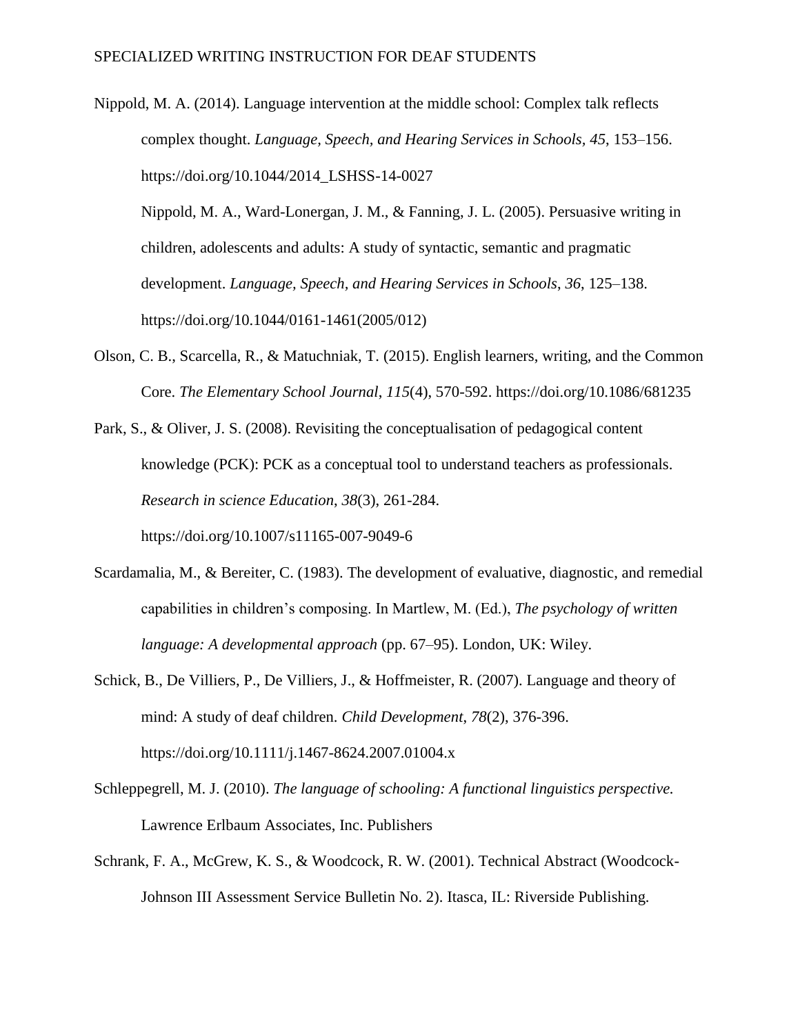Nippold, M. A. (2014). Language intervention at the middle school: Complex talk reflects complex thought. *Language, Speech, and Hearing Services in Schools, 45*, 153–156. https://doi.org/10.1044/2014_LSHSS-14-0027

Nippold, M. A., Ward-Lonergan, J. M., & Fanning, J. L. (2005). Persuasive writing in children, adolescents and adults: A study of syntactic, semantic and pragmatic development. *Language, Speech, and Hearing Services in Schools*, *36*, 125–138. https://doi.org/10.1044/0161-1461(2005/012)

Olson, C. B., Scarcella, R., & Matuchniak, T. (2015). English learners, writing, and the Common Core. *The Elementary School Journal*, *115*(4), 570-592. https://doi.org/10.1086/681235

Park, S., & Oliver, J. S. (2008). Revisiting the conceptualisation of pedagogical content knowledge (PCK): PCK as a conceptual tool to understand teachers as professionals. *Research in science Education*, *38*(3), 261-284. https://doi.org/10.1007/s11165-007-9049-6

Scardamalia, M., & Bereiter, C. (1983). The development of evaluative, diagnostic, and remedial capabilities in children's composing. In Martlew, M. (Ed.), *The psychology of written language: A developmental approach* (pp. 67–95). London, UK: Wiley.

Schick, B., De Villiers, P., De Villiers, J., & Hoffmeister, R. (2007). Language and theory of mind: A study of deaf children. *Child Development*, *78*(2), 376-396. https://doi.org/10.1111/j.1467-8624.2007.01004.x

Schleppegrell, M. J. (2010). *The language of schooling: A functional linguistics perspective.* Lawrence Erlbaum Associates, Inc. Publishers

Schrank, F. A., McGrew, K. S., & Woodcock, R. W. (2001). Technical Abstract (Woodcock-Johnson III Assessment Service Bulletin No. 2). Itasca, IL: Riverside Publishing.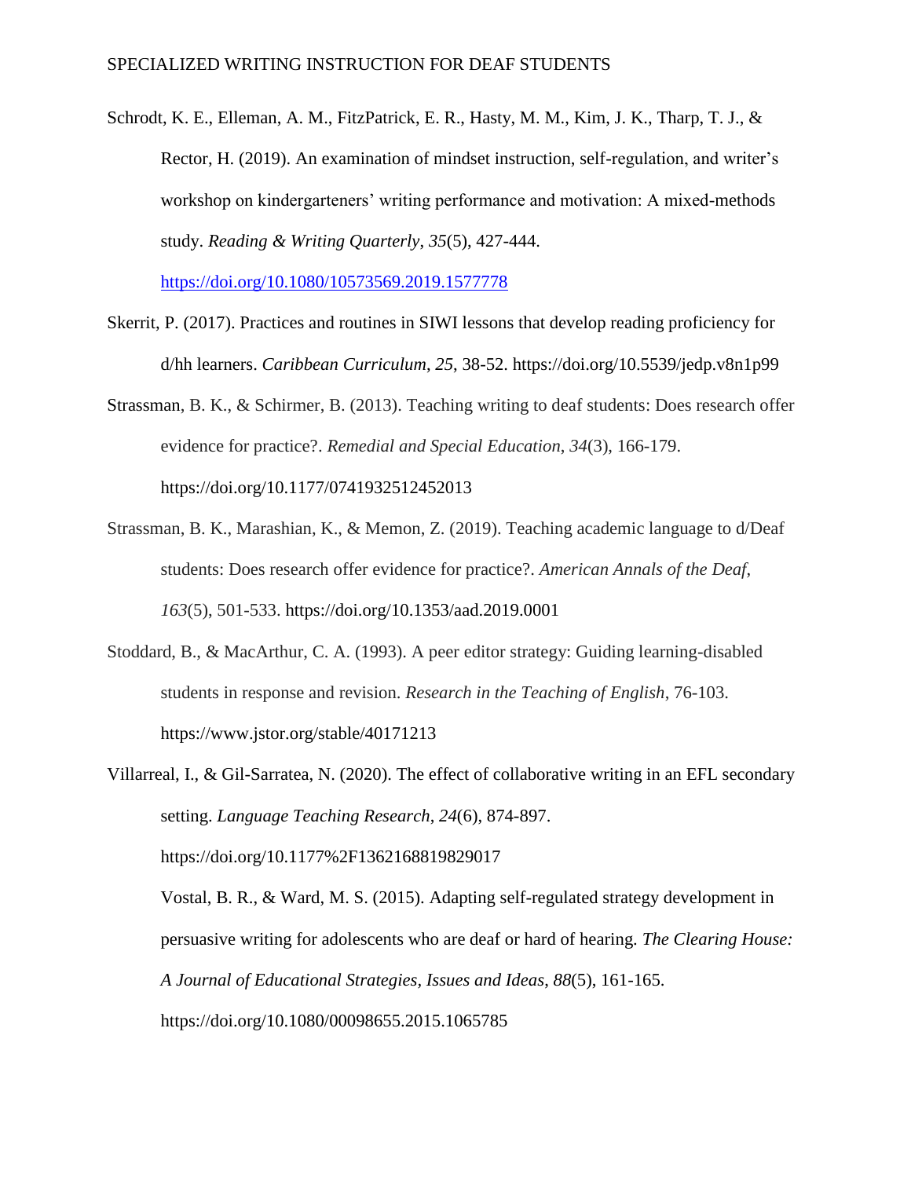Schrodt, K. E., Elleman, A. M., FitzPatrick, E. R., Hasty, M. M., Kim, J. K., Tharp, T. J., & Rector, H. (2019). An examination of mindset instruction, self-regulation, and writer's workshop on kindergarteners' writing performance and motivation: A mixed-methods study. *Reading & Writing Quarterly*, *35*(5), 427-444. https://doi.org/10.1080/10573569.2019.1577778

Skerrit, P. (2017). Practices and routines in SIWI lessons that develop reading proficiency for d/hh learners. *Caribbean Curriculum*, *25*, 38-52. https://doi.org/10.5539/jedp.v8n1p99

Strassman, B. K., & Schirmer, B. (2013). Teaching writing to deaf students: Does research offer evidence for practice?. *Remedial and Special Education*, *34*(3), 166-179. https://doi.org/10.1177/0741932512452013

Strassman, B. K., Marashian, K., & Memon, Z. (2019). Teaching academic language to d/Deaf students: Does research offer evidence for practice?. *American Annals of the Deaf*, *163*(5), 501-533. https://doi.org/10.1353/aad.2019.0001

Stoddard, B., & MacArthur, C. A. (1993). A peer editor strategy: Guiding learning-disabled students in response and revision. *Research in the Teaching of English*, 76-103. https://www.jstor.org/stable/40171213

Villarreal, I., & Gil-Sarratea, N. (2020). The effect of collaborative writing in an EFL secondary setting. *Language Teaching Research*, *24*(6), 874-897. https://doi.org/10.1177%2F1362168819829017

Vostal, B. R., & Ward, M. S. (2015). Adapting self-regulated strategy development in persuasive writing for adolescents who are deaf or hard of hearing. *The Clearing House: A Journal of Educational Strategies, Issues and Ideas*, *88*(5), 161-165. https://doi.org/10.1080/00098655.2015.1065785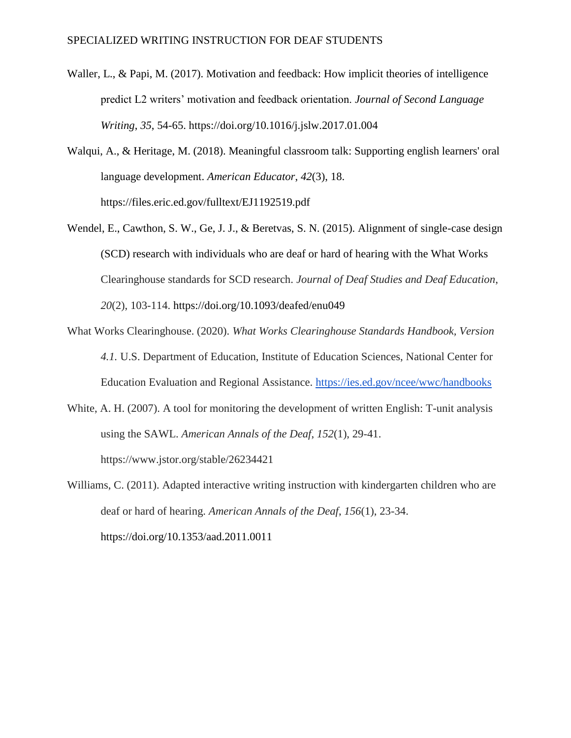Waller, L., & Papi, M. (2017). Motivation and feedback: How implicit theories of intelligence predict L2 writers' motivation and feedback orientation. *Journal of Second Language Writing*, *35*, 54-65. https://doi.org/10.1016/j.jslw.2017.01.004

Walqui, A., & Heritage, M. (2018). Meaningful classroom talk: Supporting english learners' oral language development. *American Educator*, *42*(3), 18. https://files.eric.ed.gov/fulltext/EJ1192519.pdf

Wendel, E., Cawthon, S. W., Ge, J. J., & Beretvas, S. N. (2015). Alignment of single-case design (SCD) research with individuals who are deaf or hard of hearing with the What Works Clearinghouse standards for SCD research. *Journal of Deaf Studies and Deaf Education*, *20*(2), 103-114. https://doi.org/10.1093/deafed/enu049

What Works Clearinghouse. (2020). *What Works Clearinghouse Standards Handbook, Version 4.1.* U.S. Department of Education, Institute of Education Sciences, National Center for Education Evaluation and Regional Assistance. https://ies.ed.gov/ncee/wwc/handbooks

White, A. H. (2007). A tool for monitoring the development of written English: T-unit analysis using the SAWL. *American Annals of the Deaf*, *152*(1), 29-41. https://www.jstor.org/stable/26234421

Williams, C. (2011). Adapted interactive writing instruction with kindergarten children who are deaf or hard of hearing. *American Annals of the Deaf*, *156*(1), 23-34. https://doi.org/10.1353/aad.2011.0011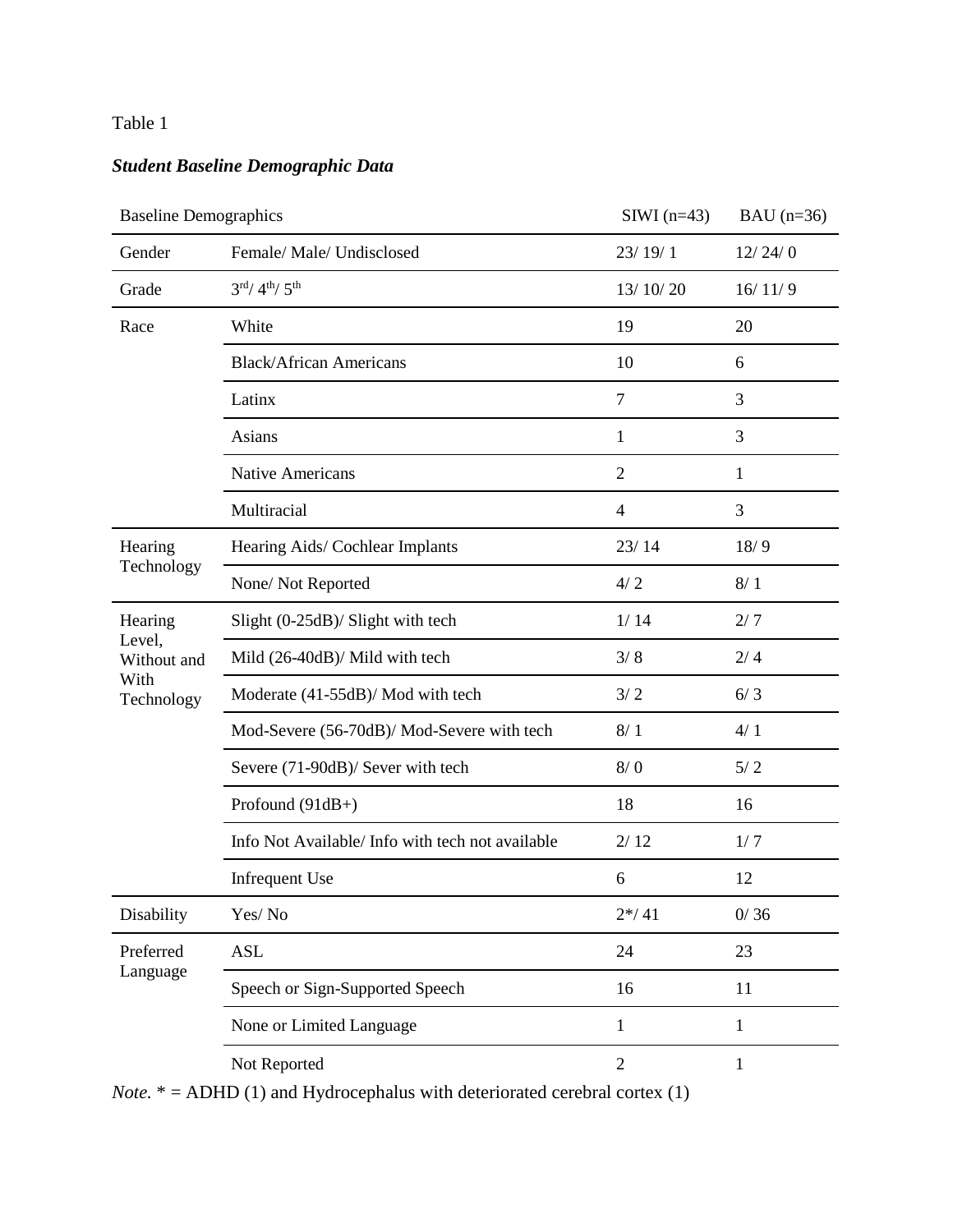Table 1

***Student Baseline Demographic Data***

| Baseline Demographics | | SIWI (n=43) | BAU (n=36) |
|---|---|---|---|
| Gender | Female/ Male/ Undisclosed | 23/ 19/ 1 | 12/ 24/ 0 |
| Grade | 3rd/ 4th/ 5th | 13/ 10/ 20 | 16/ 11/ 9 |
| Race | White | 19 | 20 |
| | Black/African Americans | 10 | 6 |
| | Latinx | 7 | 3 |
| | Asians | 1 | 3 |
| | Native Americans | 2 | 1 |
| | Multiracial | 4 | 3 |
| Hearing Technology | Hearing Aids/ Cochlear Implants | 23/ 14 | 18/ 9 |
| | None/ Not Reported | 4/ 2 | 8/ 1 |
| Hearing Level, Without and With Technology | Slight (0-25dB)/ Slight with tech | 1/ 14 | 2/ 7 |
| | Mild (26-40dB)/ Mild with tech | 3/ 8 | 2/ 4 |
| | Moderate (41-55dB)/ Mod with tech | 3/ 2 | 6/ 3 |
| | Mod-Severe (56-70dB)/ Mod-Severe with tech | 8/ 1 | 4/ 1 |
| | Severe (71-90dB)/ Sever with tech | 8/ 0 | 5/ 2 |
| | Profound (91dB+) | 18 | 16 |
| | Info Not Available/ Info with tech not available | 2/ 12 | 1/ 7 |
| | Infrequent Use | 6 | 12 |
| Disability | Yes/ No | 2*/ 41 | 0/ 36 |
| Preferred Language | ASL | 24 | 23 |
| | Speech or Sign-Supported Speech | 16 | 11 |
| | None or Limited Language | 1 | 1 |
| | Not Reported | 2 | 1 |

*Note.* * = ADHD (1) and Hydrocephalus with deteriorated cerebral cortex (1)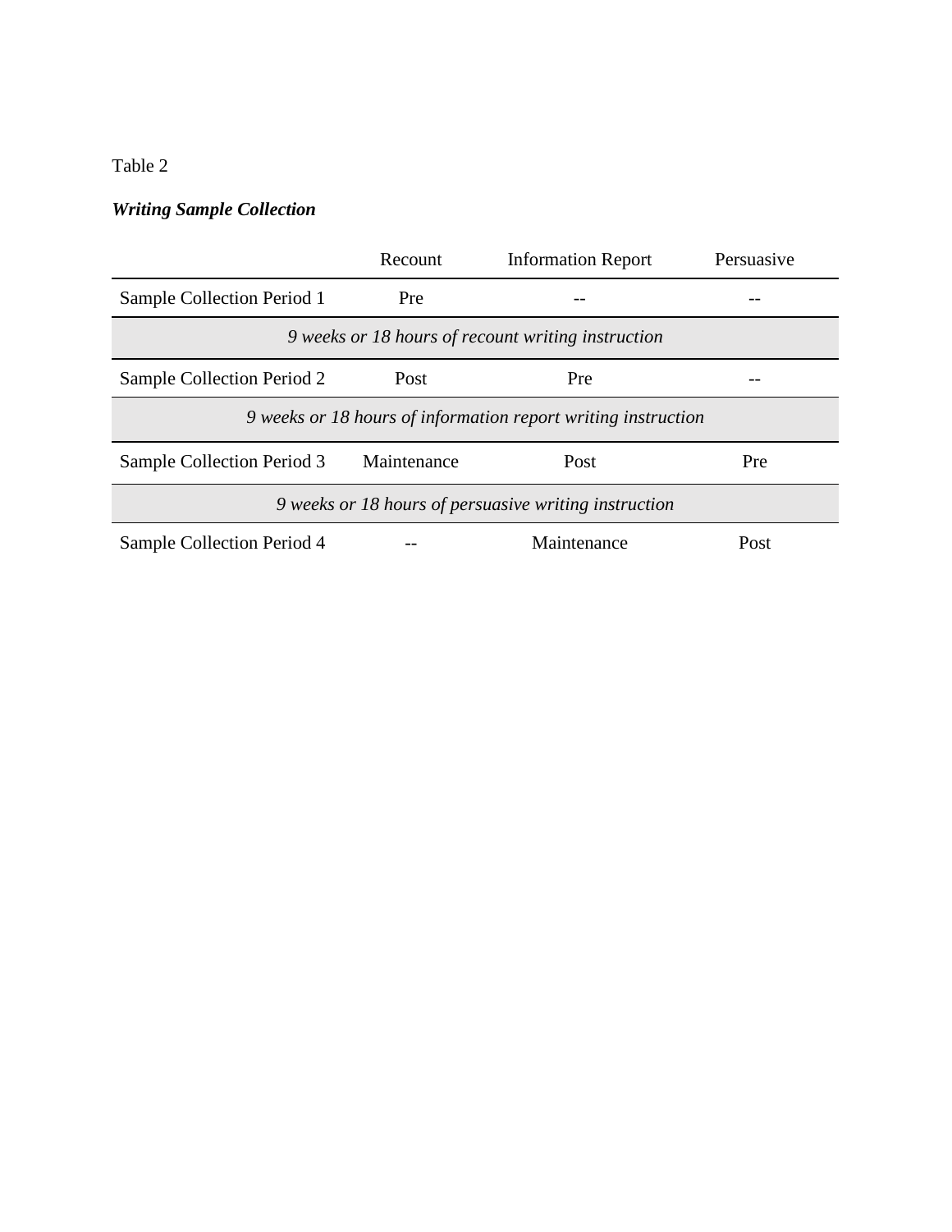Table 2

***Writing Sample Collection***

| | Recount | Information Report | Persuasive |
|---|---|---|---|
| Sample Collection Period 1 | Pre | -- | -- |
| *9 weeks or 18 hours of recount writing instruction* | | | |
| Sample Collection Period 2 | Post | Pre | -- |
| *9 weeks or 18 hours of information report writing instruction* | | | |
| Sample Collection Period 3 | Maintenance | Post | Pre |
| *9 weeks or 18 hours of persuasive writing instruction* | | | |
| Sample Collection Period 4 | -- | Maintenance | Post |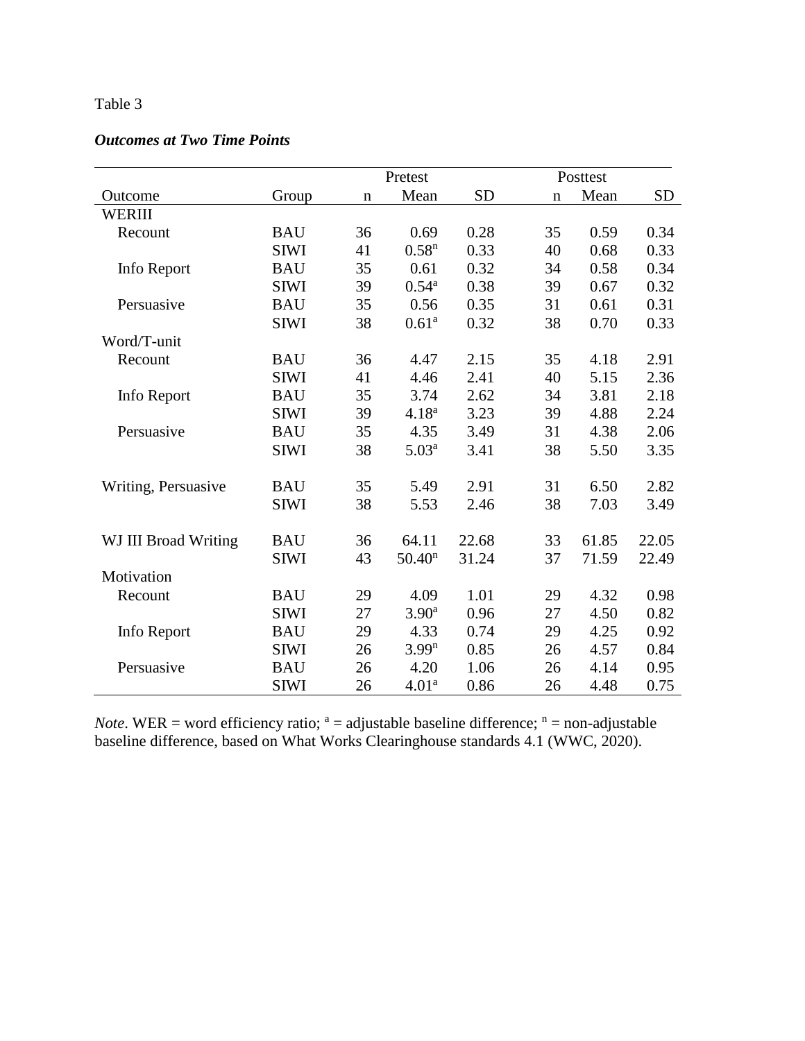Table 3

***Outcomes at Two Time Points***

| | | Pretest | | | Posttest | | |
|---|---|---|---|---|---|---|---|
| Outcome | Group | n | Mean | SD | n | Mean | SD |
| WERIII | | | | | | | |
| Recount | BAU | 36 | 0.69 | 0.28 | 35 | 0.59 | 0.34 |
| | SIWI | 41 | 0.58[n] | 0.33 | 40 | 0.68 | 0.33 |
| Info Report | BAU | 35 | 0.61 | 0.32 | 34 | 0.58 | 0.34 |
| | SIWI | 39 | 0.54[a] | 0.38 | 39 | 0.67 | 0.32 |
| Persuasive | BAU | 35 | 0.56 | 0.35 | 31 | 0.61 | 0.31 |
| | SIWI | 38 | 0.61[a] | 0.32 | 38 | 0.70 | 0.33 |
| Word/T-unit | | | | | | | |
| Recount | BAU | 36 | 4.47 | 2.15 | 35 | 4.18 | 2.91 |
| | SIWI | 41 | 4.46 | 2.41 | 40 | 5.15 | 2.36 |
| Info Report | BAU | 35 | 3.74 | 2.62 | 34 | 3.81 | 2.18 |
| | SIWI | 39 | 4.18[a] | 3.23 | 39 | 4.88 | 2.24 |
| Persuasive | BAU | 35 | 4.35 | 3.49 | 31 | 4.38 | 2.06 |
| | SIWI | 38 | 5.03[a] | 3.41 | 38 | 5.50 | 3.35 |
| Writing, Persuasive | BAU | 35 | 5.49 | 2.91 | 31 | 6.50 | 2.82 |
| | SIWI | 38 | 5.53 | 2.46 | 38 | 7.03 | 3.49 |
| WJ III Broad Writing | BAU | 36 | 64.11 | 22.68 | 33 | 61.85 | 22.05 |
| | SIWI | 43 | 50.40[n] | 31.24 | 37 | 71.59 | 22.49 |
| Motivation | | | | | | | |
| Recount | BAU | 29 | 4.09 | 1.01 | 29 | 4.32 | 0.98 |
| | SIWI | 27 | 3.90[a] | 0.96 | 27 | 4.50 | 0.82 |
| Info Report | BAU | 29 | 4.33 | 0.74 | 29 | 4.25 | 0.92 |
| | SIWI | 26 | 3.99[n] | 0.85 | 26 | 4.57 | 0.84 |
| Persuasive | BAU | 26 | 4.20 | 1.06 | 26 | 4.14 | 0.95 |
| | SIWI | 26 | 4.01[a] | 0.86 | 26 | 4.48 | 0.75 |

*Note*. WER = word efficiency ratio; [a] = adjustable baseline difference; [n] = non-adjustable baseline difference, based on What Works Clearinghouse standards 4.1 (WWC, 2020).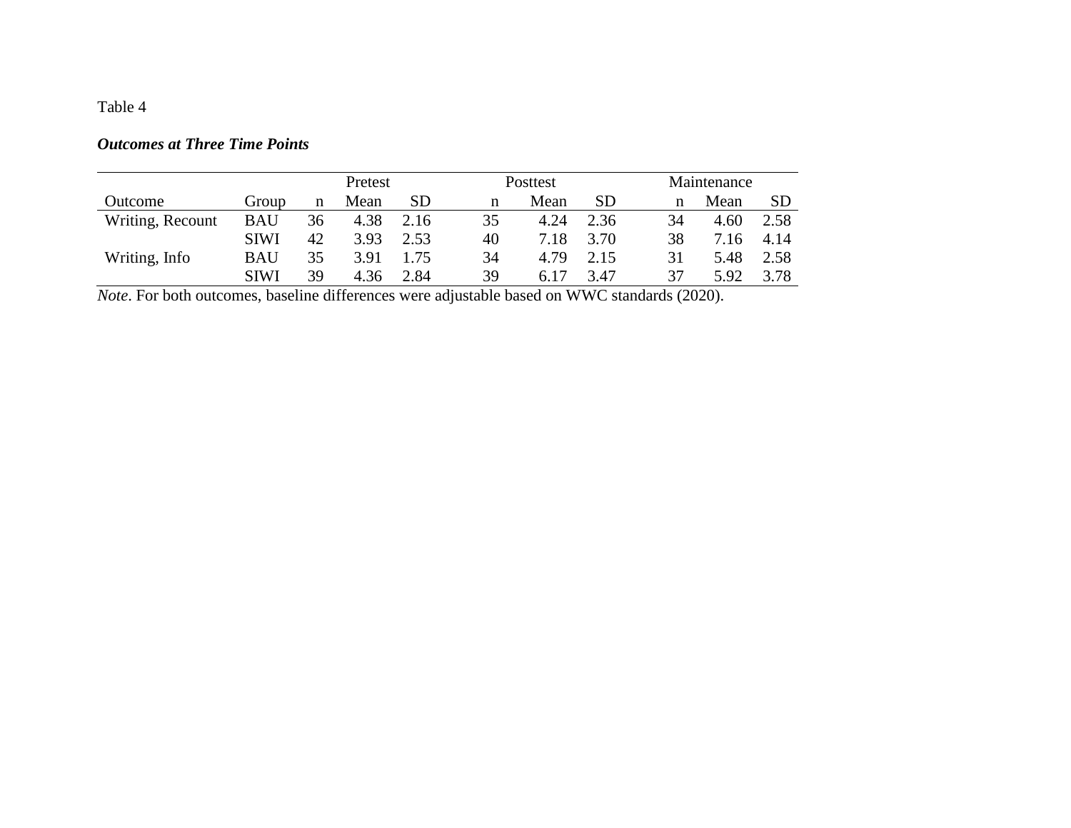Table 4

***Outcomes at Three Time Points***

| | | Pretest | | | Posttest | | | Maintenance | | |
|---|---|---|---|---|---|---|---|---|---|---|
| Outcome | Group | n | Mean | SD | n | Mean | SD | n | Mean | SD |
| Writing, Recount | BAU | 36 | 4.38 | 2.16 | 35 | 4.24 | 2.36 | 34 | 4.60 | 2.58 |
| | SIWI | 42 | 3.93 | 2.53 | 40 | 7.18 | 3.70 | 38 | 7.16 | 4.14 |
| Writing, Info | BAU | 35 | 3.91 | 1.75 | 34 | 4.79 | 2.15 | 31 | 5.48 | 2.58 |
| | SIWI | 39 | 4.36 | 2.84 | 39 | 6.17 | 3.47 | 37 | 5.92 | 3.78 |

*Note*. For both outcomes, baseline differences were adjustable based on WWC standards (2020).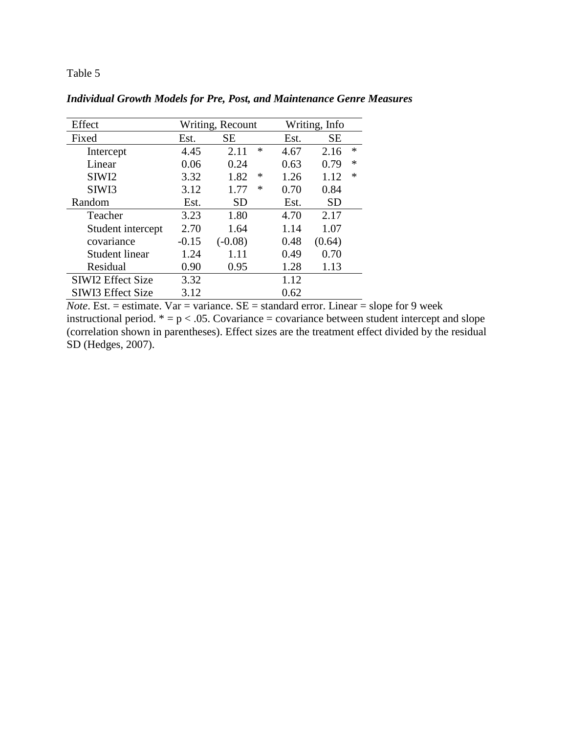Table 5

***Individual Growth Models for Pre, Post, and Maintenance Genre Measures***

| Effect | Writing, Recount | | | Writing, Info | | |
|---|---|---|---|---|---|---|
| Fixed | Est. | SE | | Est. | SE | |
| Intercept | 4.45 | 2.11 | * | 4.67 | 2.16 | * |
| Linear | 0.06 | 0.24 | | 0.63 | 0.79 | * |
| SIWI2 | 3.32 | 1.82 | * | 1.26 | 1.12 | * |
| SIWI3 | 3.12 | 1.77 | * | 0.70 | 0.84 | |
| Random | Est. | SD | | Est. | SD | |
| Teacher | 3.23 | 1.80 | | 4.70 | 2.17 | |
| Student intercept | 2.70 | 1.64 | | 1.14 | 1.07 | |
| covariance | -0.15 | (-0.08) | | 0.48 | (0.64) | |
| Student linear | 1.24 | 1.11 | | 0.49 | 0.70 | |
| Residual | 0.90 | 0.95 | | 1.28 | 1.13 | |
| SIWI2 Effect Size | 3.32 | | | 1.12 | | |
| SIWI3 Effect Size | 3.12 | | | 0.62 | | |

*Note*. Est. = estimate. Var = variance. SE = standard error. Linear = slope for 9 week instructional period. * = $p < .05$. Covariance = covariance between student intercept and slope (correlation shown in parentheses). Effect sizes are the treatment effect divided by the residual SD (Hedges, 2007).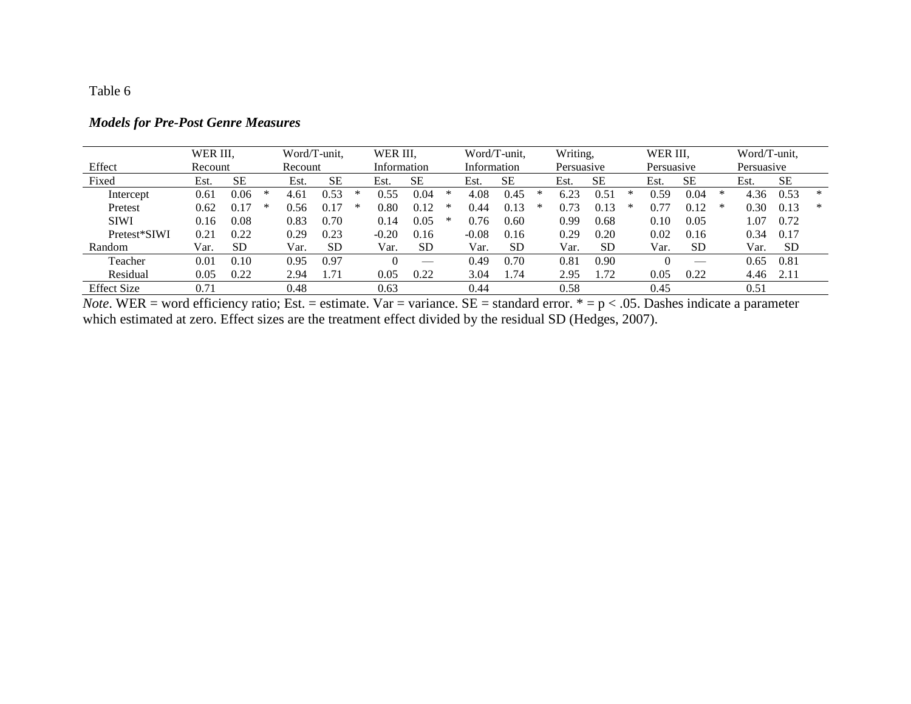Table 6

***Models for Pre-Post Genre Measures***

| Effect | WER III, Recount | | | Word/T-unit, Recount | | | WER III, Information | | | Word/T-unit, Information | | | Writing, Persuasive | | | WER III, Persuasive | | | Word/T-unit, Persuasive | | |
|---|---|---|---|---|---|---|---|---|---|---|---|---|---|---|---|---|---|---|---|---|---|
| Fixed | Est. | SE | | Est. | SE | | Est. | SE | | Est. | SE | | Est. | SE | | Est. | SE | | Est. | SE | |
| Intercept | 0.61 | 0.06 | * | 4.61 | 0.53 | * | 0.55 | 0.04 | * | 4.08 | 0.45 | * | 6.23 | 0.51 | * | 0.59 | 0.04 | * | 4.36 | 0.53 | * |
| Pretest | 0.62 | 0.17 | * | 0.56 | 0.17 | * | 0.80 | 0.12 | * | 0.44 | 0.13 | * | 0.73 | 0.13 | * | 0.77 | 0.12 | * | 0.30 | 0.13 | * |
| SIWI | 0.16 | 0.08 | | 0.83 | 0.70 | | 0.14 | 0.05 | * | 0.76 | 0.60 | | 0.99 | 0.68 | | 0.10 | 0.05 | | 1.07 | 0.72 | |
| Pretest*SIWI | 0.21 | 0.22 | | 0.29 | 0.23 | | -0.20 | 0.16 | | -0.08 | 0.16 | | 0.29 | 0.20 | | 0.02 | 0.16 | | 0.34 | 0.17 | |
| Random | Var. | SD | | Var. | SD | | Var. | SD | | Var. | SD | | Var. | SD | | Var. | SD | | Var. | SD | |
| Teacher | 0.01 | 0.10 | | 0.95 | 0.97 | | 0 | — | | 0.49 | 0.70 | | 0.81 | 0.90 | | 0 | — | | 0.65 | 0.81 | |
| Residual | 0.05 | 0.22 | | 2.94 | 1.71 | | 0.05 | 0.22 | | 3.04 | 1.74 | | 2.95 | 1.72 | | 0.05 | 0.22 | | 4.46 | 2.11 | |
| Effect Size | 0.71 | | | 0.48 | | | 0.63 | | | 0.44 | | | 0.58 | | | 0.45 | | | 0.51 | | |

*Note*. WER = word efficiency ratio; Est. = estimate. Var = variance. SE = standard error. * = p < .05. Dashes indicate a parameter which estimated at zero. Effect sizes are the treatment effect divided by the residual SD (Hedges, 2007).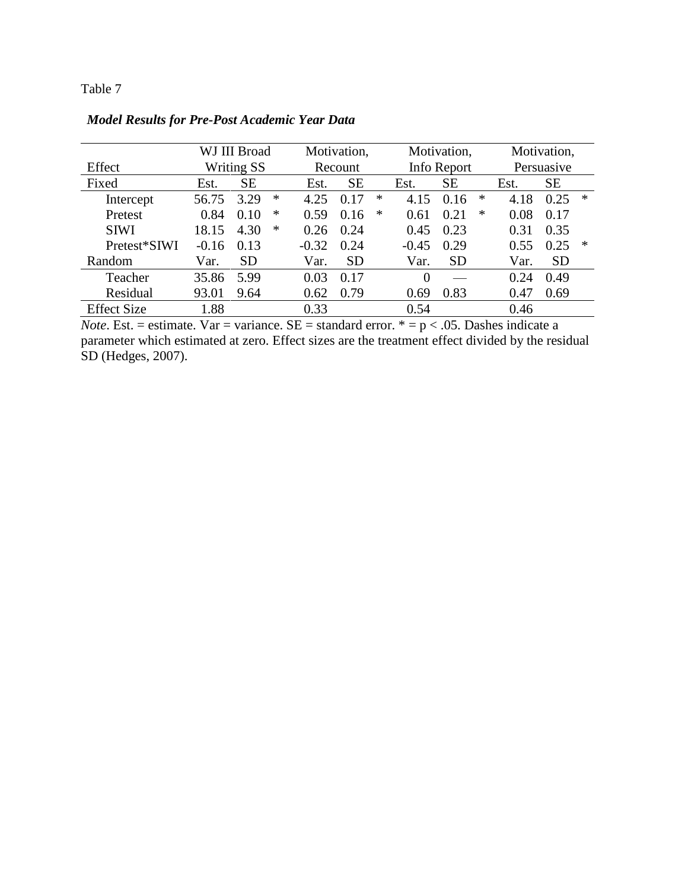Table 7

***Model Results for Pre-Post Academic Year Data***

| Effect | WJ III Broad Writing SS | | | Motivation, Recount | | | Motivation, Info Report | | | Motivation, Persuasive | | |
|---|---|---|---|---|---|---|---|---|---|---|---|---|
| Fixed | Est. | SE | | Est. | SE | | Est. | SE | | Est. | SE | |
| Intercept | 56.75 | 3.29 | * | 4.25 | 0.17 | * | 4.15 | 0.16 | * | 4.18 | 0.25 | * |
| Pretest | 0.84 | 0.10 | * | 0.59 | 0.16 | * | 0.61 | 0.21 | * | 0.08 | 0.17 | |
| SIWI | 18.15 | 4.30 | * | 0.26 | 0.24 | | 0.45 | 0.23 | | 0.31 | 0.35 | |
| Pretest*SIWI | -0.16 | 0.13 | | -0.32 | 0.24 | | -0.45 | 0.29 | | 0.55 | 0.25 | * |
| Random | Var. | SD | | Var. | SD | | Var. | SD | | Var. | SD | |
| Teacher | 35.86 | 5.99 | | 0.03 | 0.17 | | 0 | — | | 0.24 | 0.49 | |
| Residual | 93.01 | 9.64 | | 0.62 | 0.79 | | 0.69 | 0.83 | | 0.47 | 0.69 | |
| Effect Size | 1.88 | | | 0.33 | | | 0.54 | | | 0.46 | | |

*Note*. Est. = estimate. Var = variance. SE = standard error. * = p < .05. Dashes indicate a parameter which estimated at zero. Effect sizes are the treatment effect divided by the residual SD (Hedges, 2007).